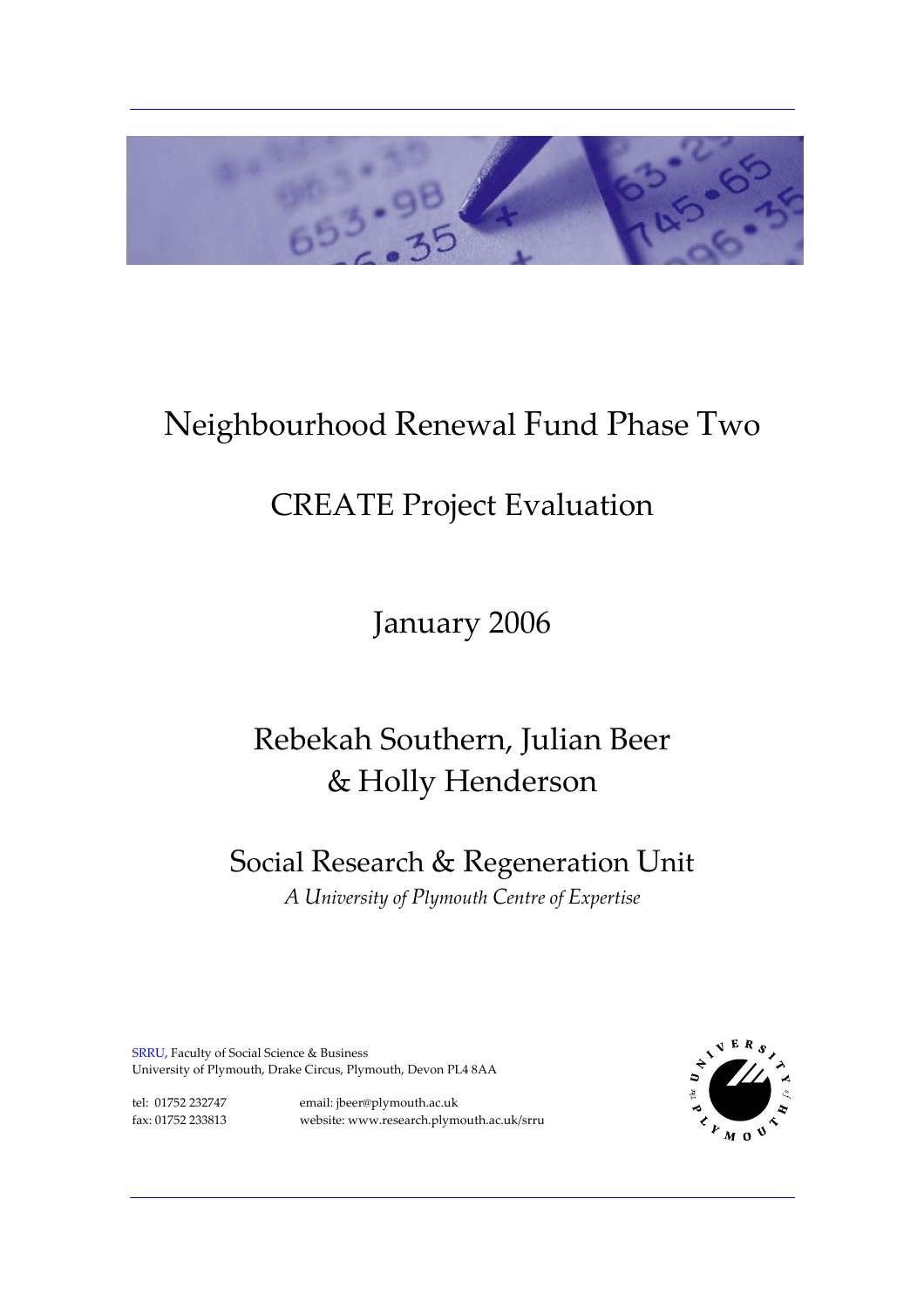# Neighbourhood Renewal Fund Phase Two

## CREATE Project Evaluation

January 2006

Rebekah Southern, Julian Beer & Holly Henderson

Social Research & Regeneration Unit

*A University of Plymouth Centre of Expertise*

SRRU, Faculty of Social Science & Business
University of Plymouth, Drake Circus, Plymouth, Devon PL4 8AA

tel: 01752 232747
fax: 01752 233813

email: jbeer@plymouth.ac.uk
website: www.research.plymouth.ac.uk/srru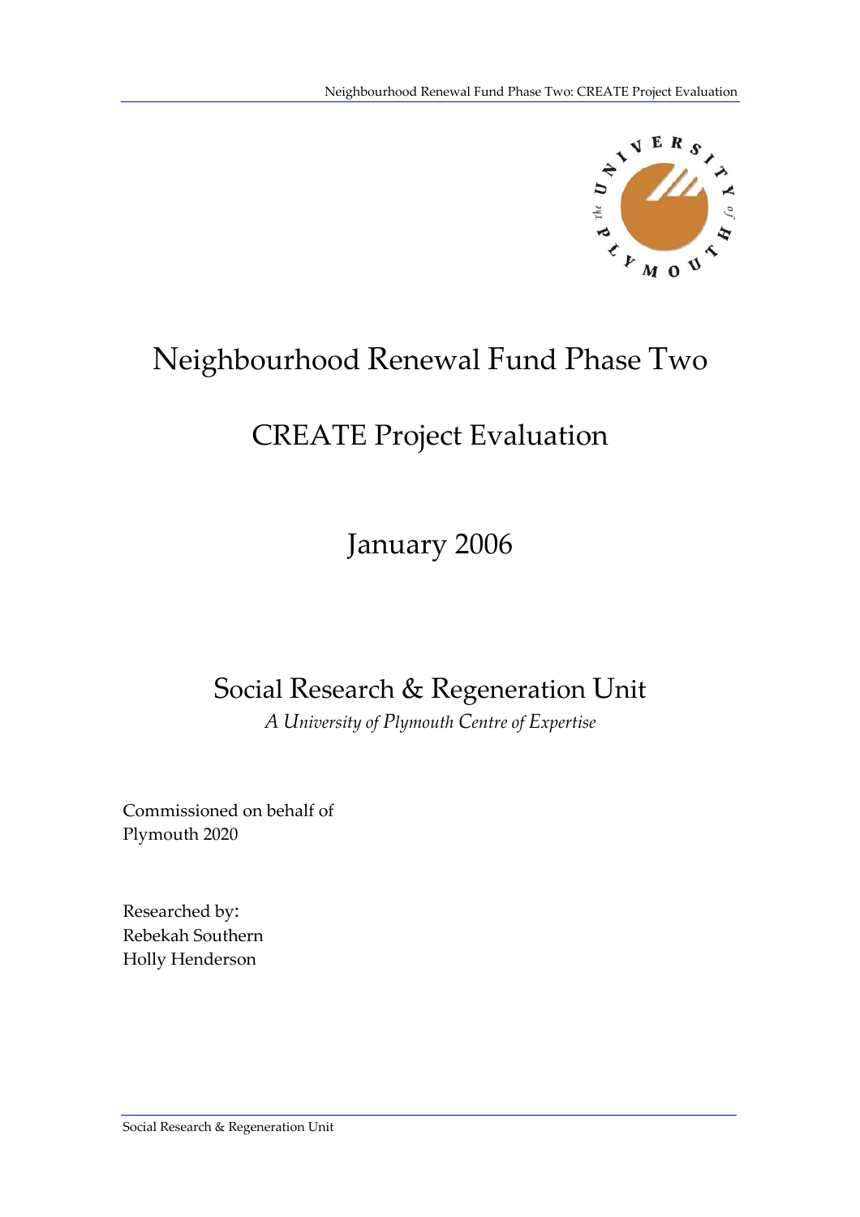# Neighbourhood Renewal Fund Phase Two

# CREATE Project Evaluation

January 2006

## Social Research & Regeneration Unit

*A University of Plymouth Centre of Expertise*

Commissioned on behalf of
Plymouth 2020

Researched by:
Rebekah Southern
Holly Henderson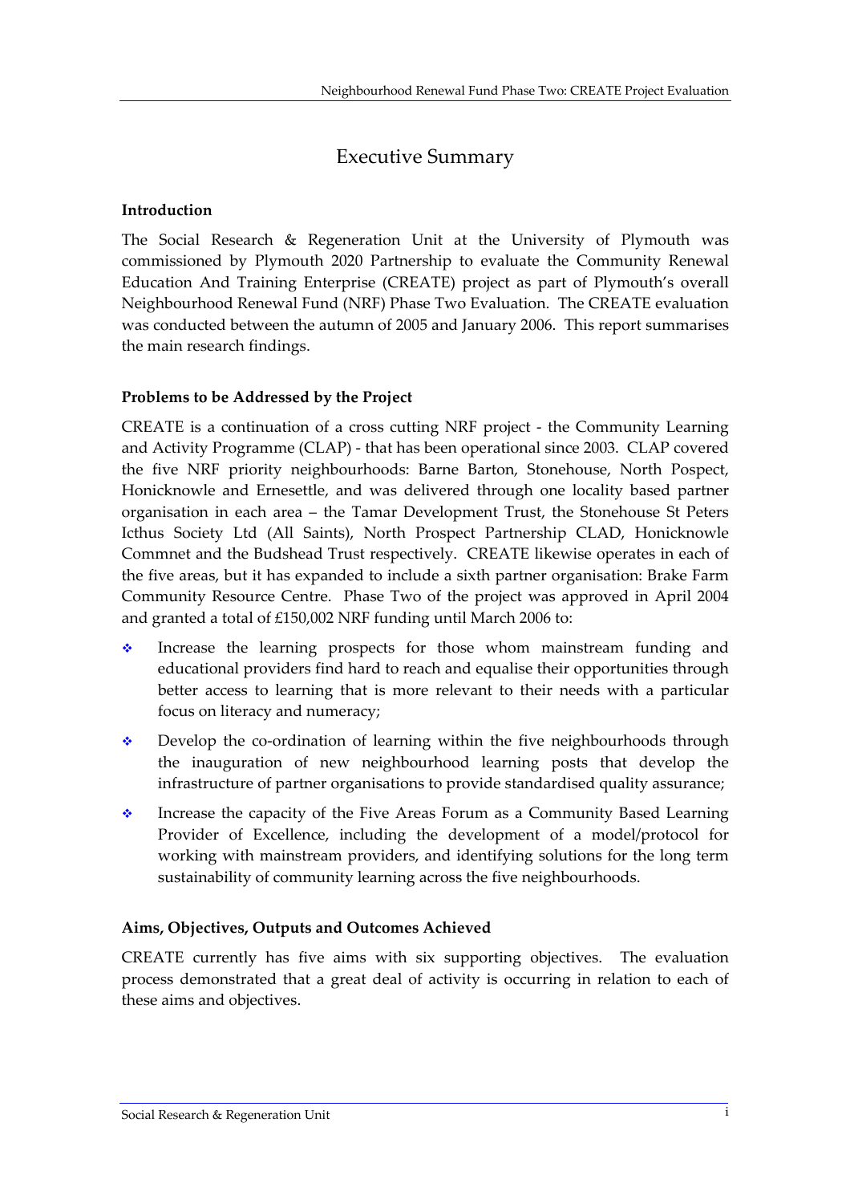# Executive Summary

**Introduction**

The Social Research & Regeneration Unit at the University of Plymouth was commissioned by Plymouth 2020 Partnership to evaluate the Community Renewal Education And Training Enterprise (CREATE) project as part of Plymouth's overall Neighbourhood Renewal Fund (NRF) Phase Two Evaluation. The CREATE evaluation was conducted between the autumn of 2005 and January 2006. This report summarises the main research findings.

**Problems to be Addressed by the Project**

CREATE is a continuation of a cross cutting NRF project - the Community Learning and Activity Programme (CLAP) - that has been operational since 2003. CLAP covered the five NRF priority neighbourhoods: Barne Barton, Stonehouse, North Pospect, Honicknowle and Ernesettle, and was delivered through one locality based partner organisation in each area – the Tamar Development Trust, the Stonehouse St Peters Icthus Society Ltd (All Saints), North Prospect Partnership CLAD, Honicknowle Commnet and the Budshead Trust respectively. CREATE likewise operates in each of the five areas, but it has expanded to include a sixth partner organisation: Brake Farm Community Resource Centre. Phase Two of the project was approved in April 2004 and granted a total of £150,002 NRF funding until March 2006 to:

- Increase the learning prospects for those whom mainstream funding and educational providers find hard to reach and equalise their opportunities through better access to learning that is more relevant to their needs with a particular focus on literacy and numeracy;
- Develop the co-ordination of learning within the five neighbourhoods through the inauguration of new neighbourhood learning posts that develop the infrastructure of partner organisations to provide standardised quality assurance;
- Increase the capacity of the Five Areas Forum as a Community Based Learning Provider of Excellence, including the development of a model/protocol for working with mainstream providers, and identifying solutions for the long term sustainability of community learning across the five neighbourhoods.

**Aims, Objectives, Outputs and Outcomes Achieved**

CREATE currently has five aims with six supporting objectives. The evaluation process demonstrated that a great deal of activity is occurring in relation to each of these aims and objectives.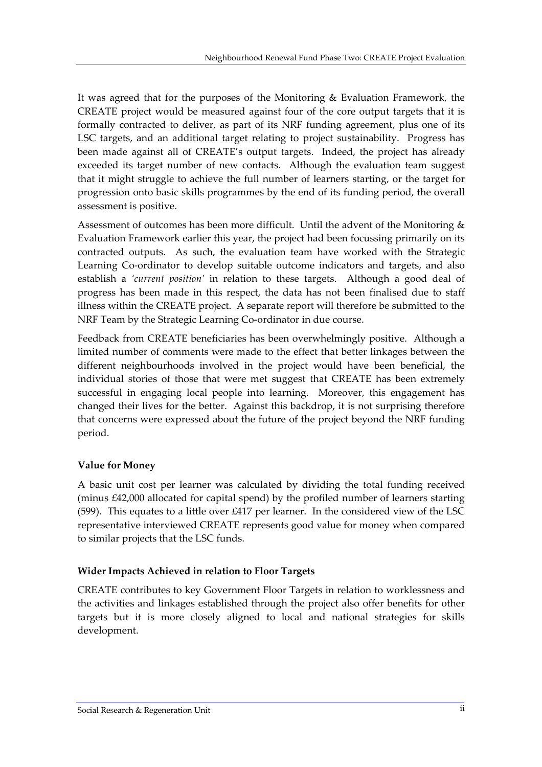It was agreed that for the purposes of the Monitoring & Evaluation Framework, the CREATE project would be measured against four of the core output targets that it is formally contracted to deliver, as part of its NRF funding agreement, plus one of its LSC targets, and an additional target relating to project sustainability. Progress has been made against all of CREATE's output targets. Indeed, the project has already exceeded its target number of new contacts. Although the evaluation team suggest that it might struggle to achieve the full number of learners starting, or the target for progression onto basic skills programmes by the end of its funding period, the overall assessment is positive.

Assessment of outcomes has been more difficult. Until the advent of the Monitoring & Evaluation Framework earlier this year, the project had been focussing primarily on its contracted outputs. As such, the evaluation team have worked with the Strategic Learning Co-ordinator to develop suitable outcome indicators and targets, and also establish a *'current position'* in relation to these targets. Although a good deal of progress has been made in this respect, the data has not been finalised due to staff illness within the CREATE project. A separate report will therefore be submitted to the NRF Team by the Strategic Learning Co-ordinator in due course.

Feedback from CREATE beneficiaries has been overwhelmingly positive. Although a limited number of comments were made to the effect that better linkages between the different neighbourhoods involved in the project would have been beneficial, the individual stories of those that were met suggest that CREATE has been extremely successful in engaging local people into learning. Moreover, this engagement has changed their lives for the better. Against this backdrop, it is not surprising therefore that concerns were expressed about the future of the project beyond the NRF funding period.

**Value for Money**

A basic unit cost per learner was calculated by dividing the total funding received (minus £42,000 allocated for capital spend) by the profiled number of learners starting (599). This equates to a little over £417 per learner. In the considered view of the LSC representative interviewed CREATE represents good value for money when compared to similar projects that the LSC funds.

**Wider Impacts Achieved in relation to Floor Targets**

CREATE contributes to key Government Floor Targets in relation to worklessness and the activities and linkages established through the project also offer benefits for other targets but it is more closely aligned to local and national strategies for skills development.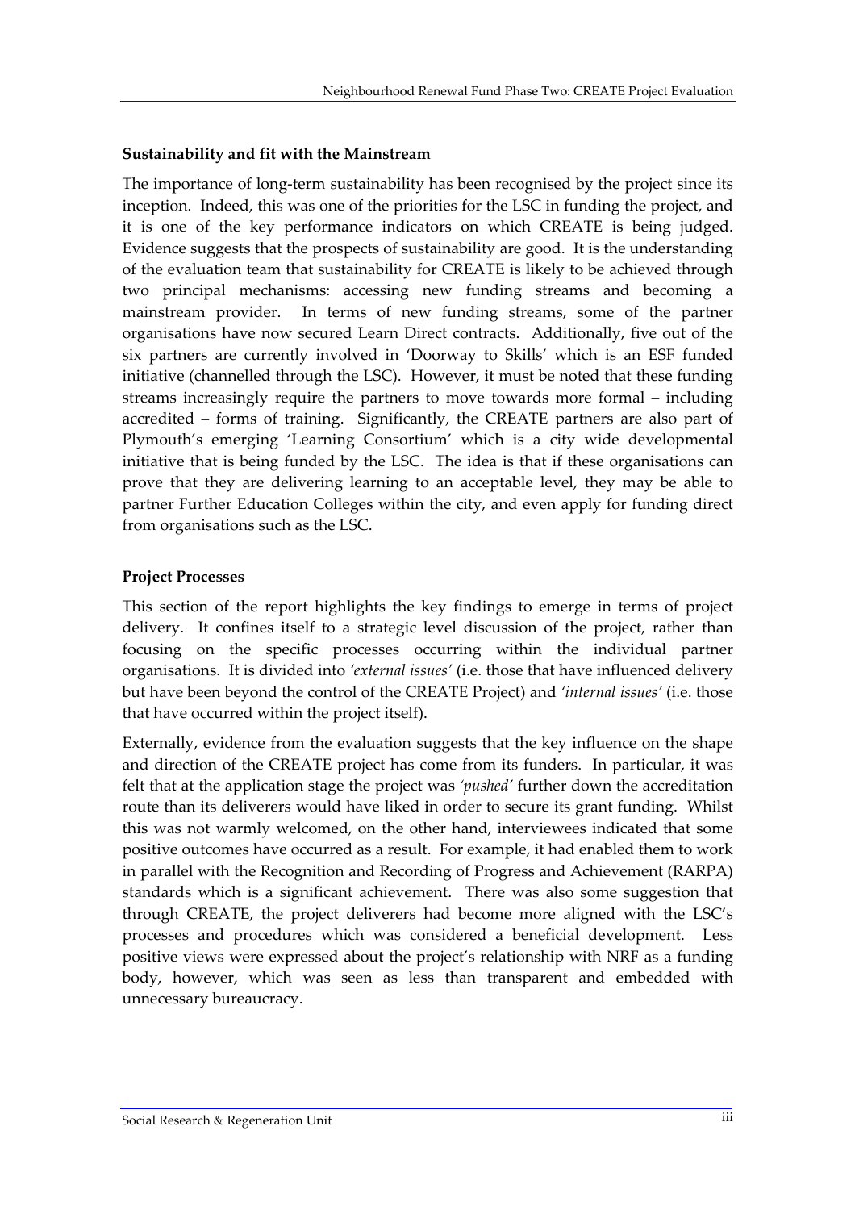**Sustainability and fit with the Mainstream**

The importance of long-term sustainability has been recognised by the project since its inception. Indeed, this was one of the priorities for the LSC in funding the project, and it is one of the key performance indicators on which CREATE is being judged. Evidence suggests that the prospects of sustainability are good. It is the understanding of the evaluation team that sustainability for CREATE is likely to be achieved through two principal mechanisms: accessing new funding streams and becoming a mainstream provider. In terms of new funding streams, some of the partner organisations have now secured Learn Direct contracts. Additionally, five out of the six partners are currently involved in 'Doorway to Skills' which is an ESF funded initiative (channelled through the LSC). However, it must be noted that these funding streams increasingly require the partners to move towards more formal – including accredited – forms of training. Significantly, the CREATE partners are also part of Plymouth's emerging 'Learning Consortium' which is a city wide developmental initiative that is being funded by the LSC. The idea is that if these organisations can prove that they are delivering learning to an acceptable level, they may be able to partner Further Education Colleges within the city, and even apply for funding direct from organisations such as the LSC.

**Project Processes**

This section of the report highlights the key findings to emerge in terms of project delivery. It confines itself to a strategic level discussion of the project, rather than focusing on the specific processes occurring within the individual partner organisations. It is divided into *'external issues'* (i.e. those that have influenced delivery but have been beyond the control of the CREATE Project) and *'internal issues'* (i.e. those that have occurred within the project itself).

Externally, evidence from the evaluation suggests that the key influence on the shape and direction of the CREATE project has come from its funders. In particular, it was felt that at the application stage the project was *'pushed'* further down the accreditation route than its deliverers would have liked in order to secure its grant funding. Whilst this was not warmly welcomed, on the other hand, interviewees indicated that some positive outcomes have occurred as a result. For example, it had enabled them to work in parallel with the Recognition and Recording of Progress and Achievement (RARPA) standards which is a significant achievement. There was also some suggestion that through CREATE, the project deliverers had become more aligned with the LSC's processes and procedures which was considered a beneficial development. Less positive views were expressed about the project's relationship with NRF as a funding body, however, which was seen as less than transparent and embedded with unnecessary bureaucracy.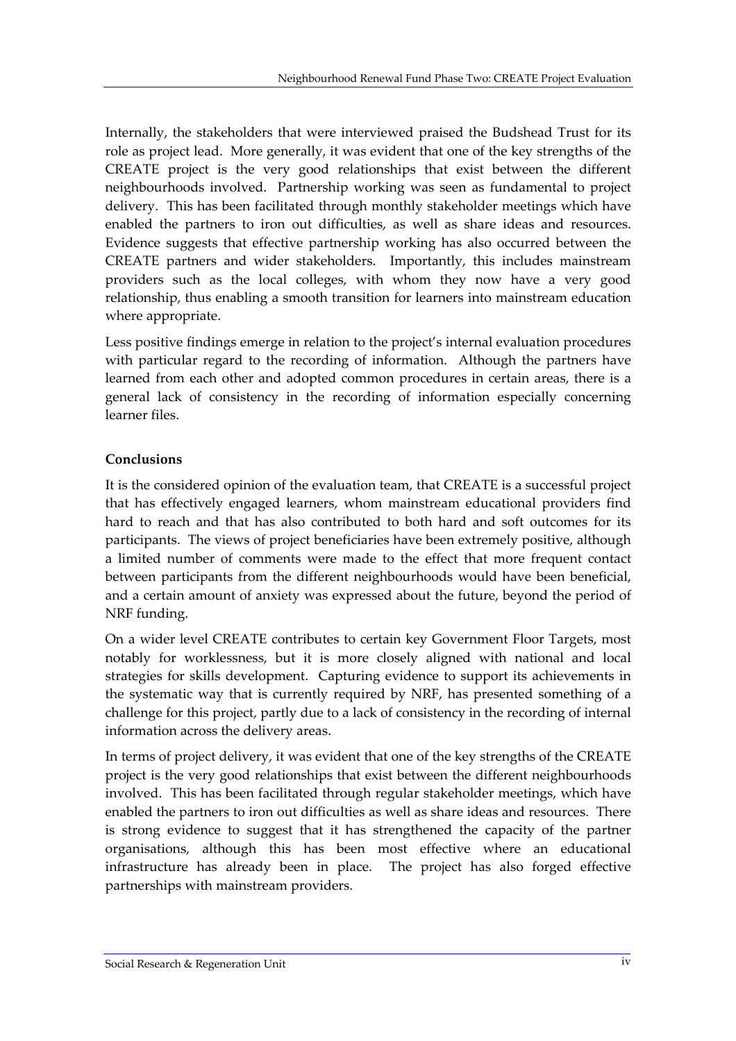Internally, the stakeholders that were interviewed praised the Budshead Trust for its role as project lead. More generally, it was evident that one of the key strengths of the CREATE project is the very good relationships that exist between the different neighbourhoods involved. Partnership working was seen as fundamental to project delivery. This has been facilitated through monthly stakeholder meetings which have enabled the partners to iron out difficulties, as well as share ideas and resources. Evidence suggests that effective partnership working has also occurred between the CREATE partners and wider stakeholders. Importantly, this includes mainstream providers such as the local colleges, with whom they now have a very good relationship, thus enabling a smooth transition for learners into mainstream education where appropriate.

Less positive findings emerge in relation to the project's internal evaluation procedures with particular regard to the recording of information. Although the partners have learned from each other and adopted common procedures in certain areas, there is a general lack of consistency in the recording of information especially concerning learner files.

**Conclusions**

It is the considered opinion of the evaluation team, that CREATE is a successful project that has effectively engaged learners, whom mainstream educational providers find hard to reach and that has also contributed to both hard and soft outcomes for its participants. The views of project beneficiaries have been extremely positive, although a limited number of comments were made to the effect that more frequent contact between participants from the different neighbourhoods would have been beneficial, and a certain amount of anxiety was expressed about the future, beyond the period of NRF funding.

On a wider level CREATE contributes to certain key Government Floor Targets, most notably for worklessness, but it is more closely aligned with national and local strategies for skills development. Capturing evidence to support its achievements in the systematic way that is currently required by NRF, has presented something of a challenge for this project, partly due to a lack of consistency in the recording of internal information across the delivery areas.

In terms of project delivery, it was evident that one of the key strengths of the CREATE project is the very good relationships that exist between the different neighbourhoods involved. This has been facilitated through regular stakeholder meetings, which have enabled the partners to iron out difficulties as well as share ideas and resources. There is strong evidence to suggest that it has strengthened the capacity of the partner organisations, although this has been most effective where an educational infrastructure has already been in place. The project has also forged effective partnerships with mainstream providers.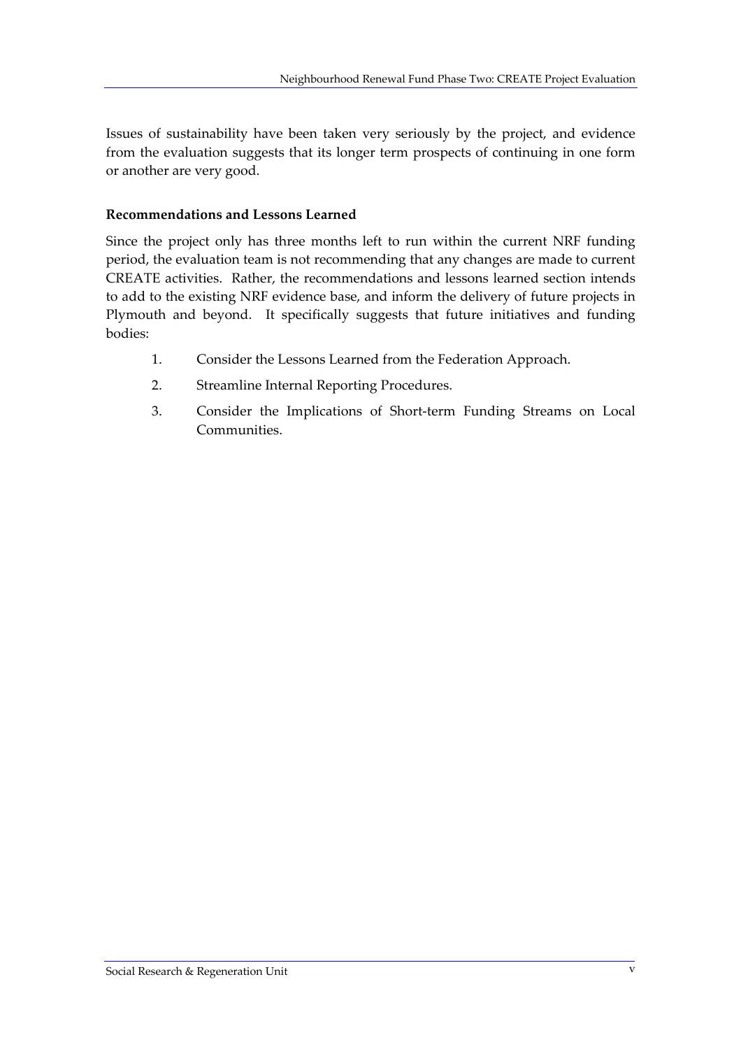Issues of sustainability have been taken very seriously by the project, and evidence from the evaluation suggests that its longer term prospects of continuing in one form or another are very good.

**Recommendations and Lessons Learned**

Since the project only has three months left to run within the current NRF funding period, the evaluation team is not recommending that any changes are made to current CREATE activities. Rather, the recommendations and lessons learned section intends to add to the existing NRF evidence base, and inform the delivery of future projects in Plymouth and beyond. It specifically suggests that future initiatives and funding bodies:

1. Consider the Lessons Learned from the Federation Approach.
2. Streamline Internal Reporting Procedures.
3. Consider the Implications of Short-term Funding Streams on Local Communities.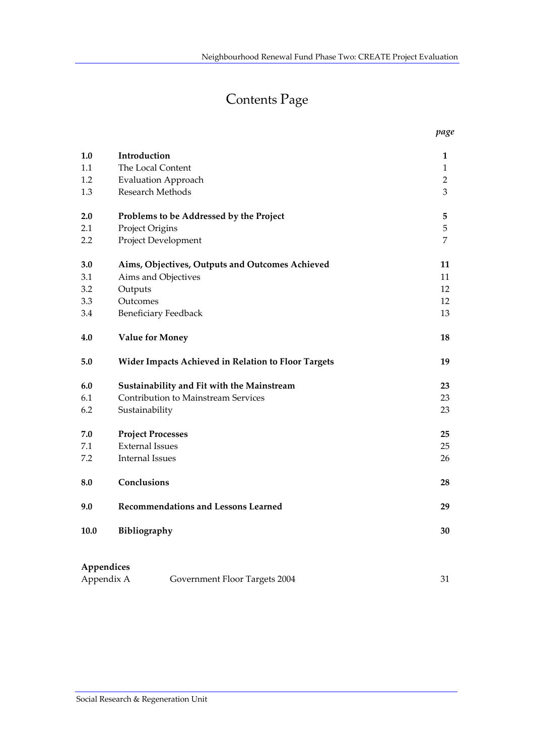# Contents Page

| | | *page* |
|---|---|---|
| **1.0** | **Introduction** | **1** |
| 1.1 | The Local Content | 1 |
| 1.2 | Evaluation Approach | 2 |
| 1.3 | Research Methods | 3 |
| **2.0** | **Problems to be Addressed by the Project** | **5** |
| 2.1 | Project Origins | 5 |
| 2.2 | Project Development | 7 |
| **3.0** | **Aims, Objectives, Outputs and Outcomes Achieved** | **11** |
| 3.1 | Aims and Objectives | 11 |
| 3.2 | Outputs | 12 |
| 3.3 | Outcomes | 12 |
| 3.4 | Beneficiary Feedback | 13 |
| **4.0** | **Value for Money** | **18** |
| **5.0** | **Wider Impacts Achieved in Relation to Floor Targets** | **19** |
| **6.0** | **Sustainability and Fit with the Mainstream** | **23** |
| 6.1 | Contribution to Mainstream Services | 23 |
| 6.2 | Sustainability | 23 |
| **7.0** | **Project Processes** | **25** |
| 7.1 | External Issues | 25 |
| 7.2 | Internal Issues | 26 |
| **8.0** | **Conclusions** | **28** |
| **9.0** | **Recommendations and Lessons Learned** | **29** |
| **10.0** | **Bibliography** | **30** |

**Appendices**

| | | |
|---|---|---|
| Appendix A | Government Floor Targets 2004 | 31 |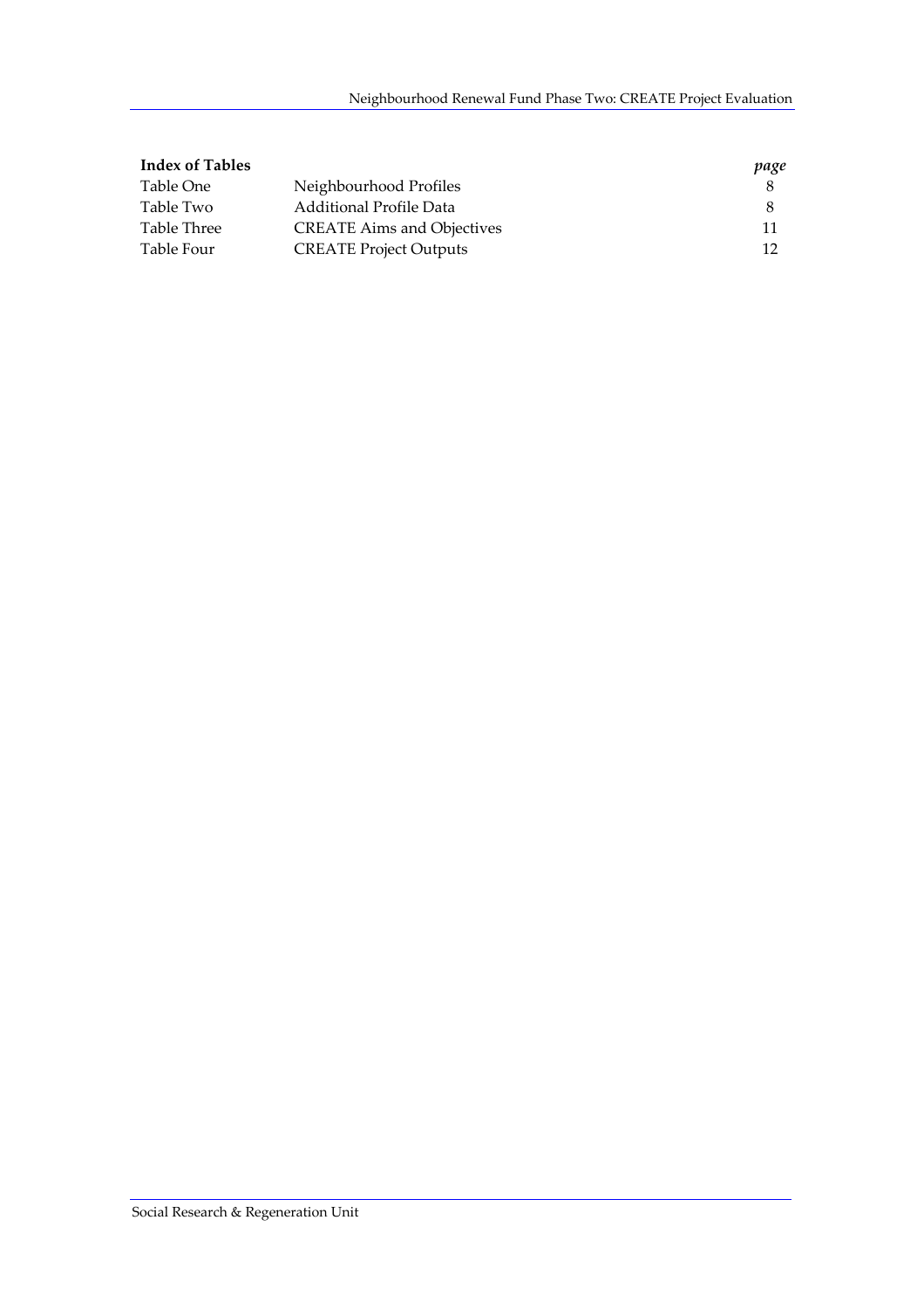**Index of Tables**

| | | *page* |
|---|---|---|
| Table One | Neighbourhood Profiles | 8 |
| Table Two | Additional Profile Data | 8 |
| Table Three | CREATE Aims and Objectives | 11 |
| Table Four | CREATE Project Outputs | 12 |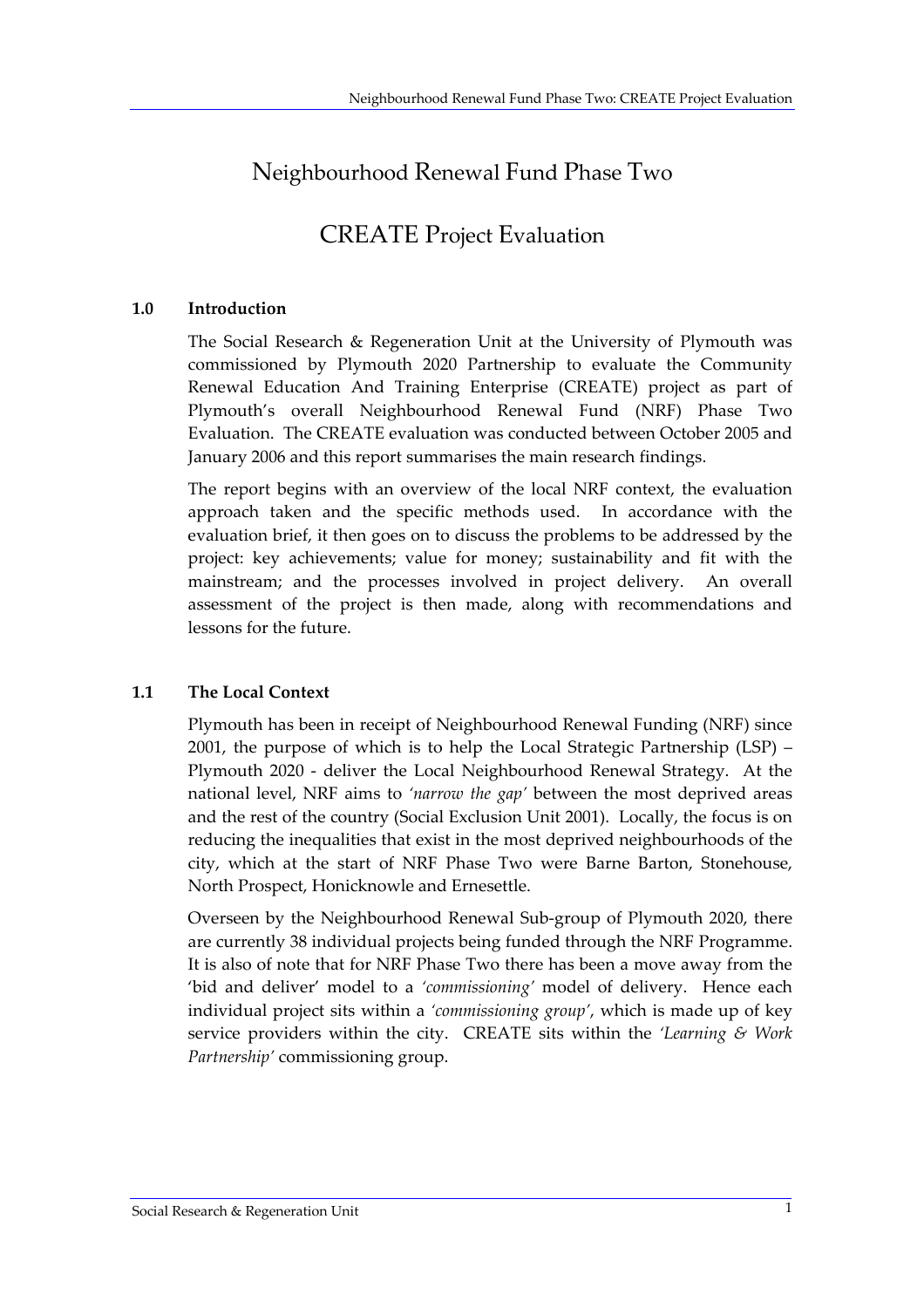# Neighbourhood Renewal Fund Phase Two

# CREATE Project Evaluation

## 1.0 Introduction

The Social Research & Regeneration Unit at the University of Plymouth was commissioned by Plymouth 2020 Partnership to evaluate the Community Renewal Education And Training Enterprise (CREATE) project as part of Plymouth's overall Neighbourhood Renewal Fund (NRF) Phase Two Evaluation. The CREATE evaluation was conducted between October 2005 and January 2006 and this report summarises the main research findings.

The report begins with an overview of the local NRF context, the evaluation approach taken and the specific methods used. In accordance with the evaluation brief, it then goes on to discuss the problems to be addressed by the project: key achievements; value for money; sustainability and fit with the mainstream; and the processes involved in project delivery. An overall assessment of the project is then made, along with recommendations and lessons for the future.

## 1.1 The Local Context

Plymouth has been in receipt of Neighbourhood Renewal Funding (NRF) since 2001, the purpose of which is to help the Local Strategic Partnership (LSP) – Plymouth 2020 - deliver the Local Neighbourhood Renewal Strategy. At the national level, NRF aims to *'narrow the gap'* between the most deprived areas and the rest of the country (Social Exclusion Unit 2001). Locally, the focus is on reducing the inequalities that exist in the most deprived neighbourhoods of the city, which at the start of NRF Phase Two were Barne Barton, Stonehouse, North Prospect, Honicknowle and Ernesettle.

Overseen by the Neighbourhood Renewal Sub-group of Plymouth 2020, there are currently 38 individual projects being funded through the NRF Programme. It is also of note that for NRF Phase Two there has been a move away from the 'bid and deliver' model to a *'commissioning'* model of delivery. Hence each individual project sits within a *'commissioning group'*, which is made up of key service providers within the city. CREATE sits within the *'Learning & Work Partnership'* commissioning group.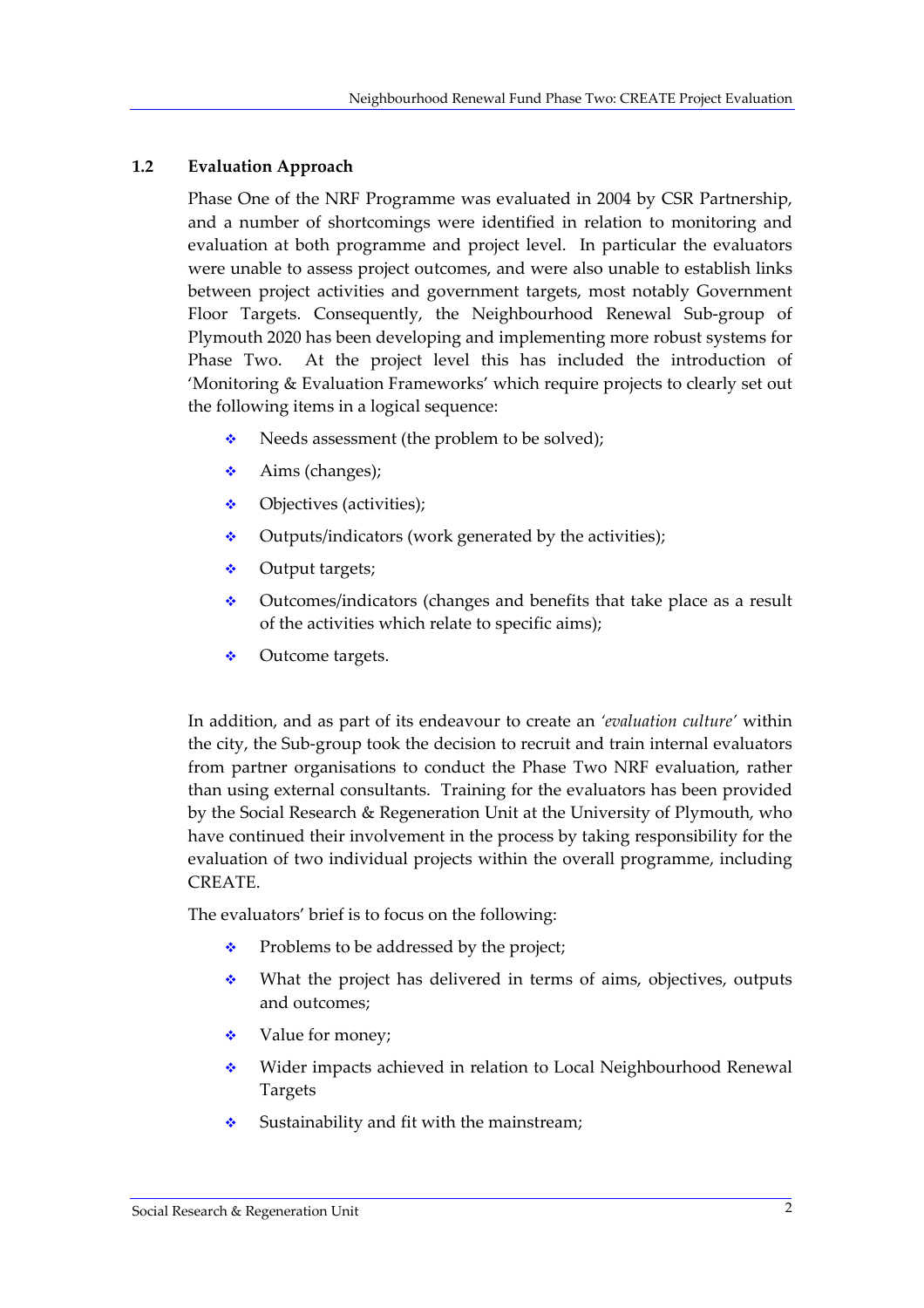## 1.2 Evaluation Approach

Phase One of the NRF Programme was evaluated in 2004 by CSR Partnership, and a number of shortcomings were identified in relation to monitoring and evaluation at both programme and project level. In particular the evaluators were unable to assess project outcomes, and were also unable to establish links between project activities and government targets, most notably Government Floor Targets. Consequently, the Neighbourhood Renewal Sub-group of Plymouth 2020 has been developing and implementing more robust systems for Phase Two. At the project level this has included the introduction of 'Monitoring & Evaluation Frameworks' which require projects to clearly set out the following items in a logical sequence:

- Needs assessment (the problem to be solved);
- Aims (changes);
- Objectives (activities);
- Outputs/indicators (work generated by the activities);
- Output targets;
- Outcomes/indicators (changes and benefits that take place as a result of the activities which relate to specific aims);
- Outcome targets.

In addition, and as part of its endeavour to create an *'evaluation culture'* within the city, the Sub-group took the decision to recruit and train internal evaluators from partner organisations to conduct the Phase Two NRF evaluation, rather than using external consultants. Training for the evaluators has been provided by the Social Research & Regeneration Unit at the University of Plymouth, who have continued their involvement in the process by taking responsibility for the evaluation of two individual projects within the overall programme, including CREATE.

The evaluators' brief is to focus on the following:

- Problems to be addressed by the project;
- What the project has delivered in terms of aims, objectives, outputs and outcomes;
- Value for money;
- Wider impacts achieved in relation to Local Neighbourhood Renewal Targets
- Sustainability and fit with the mainstream;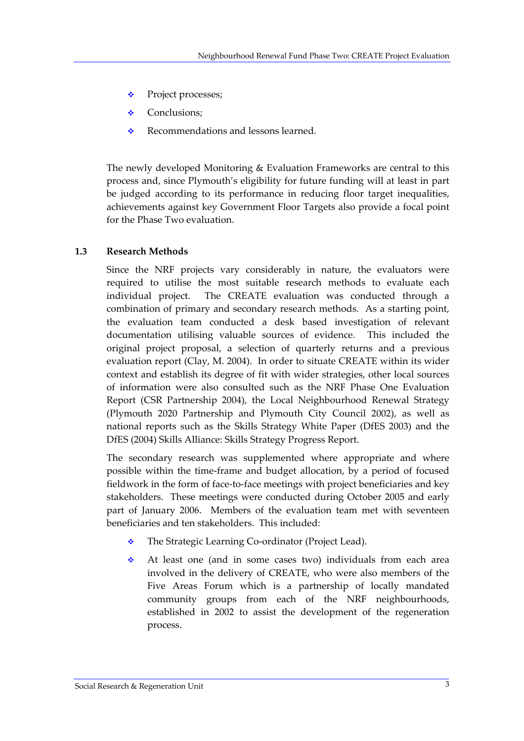- Project processes;
- Conclusions;
- Recommendations and lessons learned.

The newly developed Monitoring & Evaluation Frameworks are central to this process and, since Plymouth's eligibility for future funding will at least in part be judged according to its performance in reducing floor target inequalities, achievements against key Government Floor Targets also provide a focal point for the Phase Two evaluation.

### 1.3 Research Methods

Since the NRF projects vary considerably in nature, the evaluators were required to utilise the most suitable research methods to evaluate each individual project. The CREATE evaluation was conducted through a combination of primary and secondary research methods. As a starting point, the evaluation team conducted a desk based investigation of relevant documentation utilising valuable sources of evidence. This included the original project proposal, a selection of quarterly returns and a previous evaluation report (Clay, M. 2004). In order to situate CREATE within its wider context and establish its degree of fit with wider strategies, other local sources of information were also consulted such as the NRF Phase One Evaluation Report (CSR Partnership 2004), the Local Neighbourhood Renewal Strategy (Plymouth 2020 Partnership and Plymouth City Council 2002), as well as national reports such as the Skills Strategy White Paper (DfES 2003) and the DfES (2004) Skills Alliance: Skills Strategy Progress Report.

The secondary research was supplemented where appropriate and where possible within the time-frame and budget allocation, by a period of focused fieldwork in the form of face-to-face meetings with project beneficiaries and key stakeholders. These meetings were conducted during October 2005 and early part of January 2006. Members of the evaluation team met with seventeen beneficiaries and ten stakeholders. This included:

- The Strategic Learning Co-ordinator (Project Lead).
- At least one (and in some cases two) individuals from each area involved in the delivery of CREATE, who were also members of the Five Areas Forum which is a partnership of locally mandated community groups from each of the NRF neighbourhoods, established in 2002 to assist the development of the regeneration process.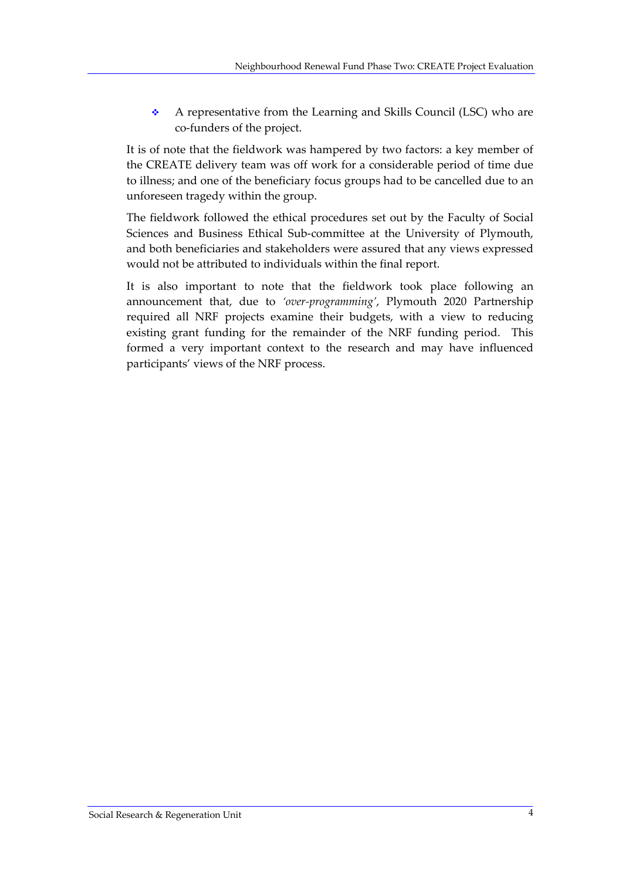- A representative from the Learning and Skills Council (LSC) who are co-funders of the project.

It is of note that the fieldwork was hampered by two factors: a key member of the CREATE delivery team was off work for a considerable period of time due to illness; and one of the beneficiary focus groups had to be cancelled due to an unforeseen tragedy within the group.

The fieldwork followed the ethical procedures set out by the Faculty of Social Sciences and Business Ethical Sub-committee at the University of Plymouth, and both beneficiaries and stakeholders were assured that any views expressed would not be attributed to individuals within the final report.

It is also important to note that the fieldwork took place following an announcement that, due to *'over-programming'*, Plymouth 2020 Partnership required all NRF projects examine their budgets, with a view to reducing existing grant funding for the remainder of the NRF funding period. This formed a very important context to the research and may have influenced participants' views of the NRF process.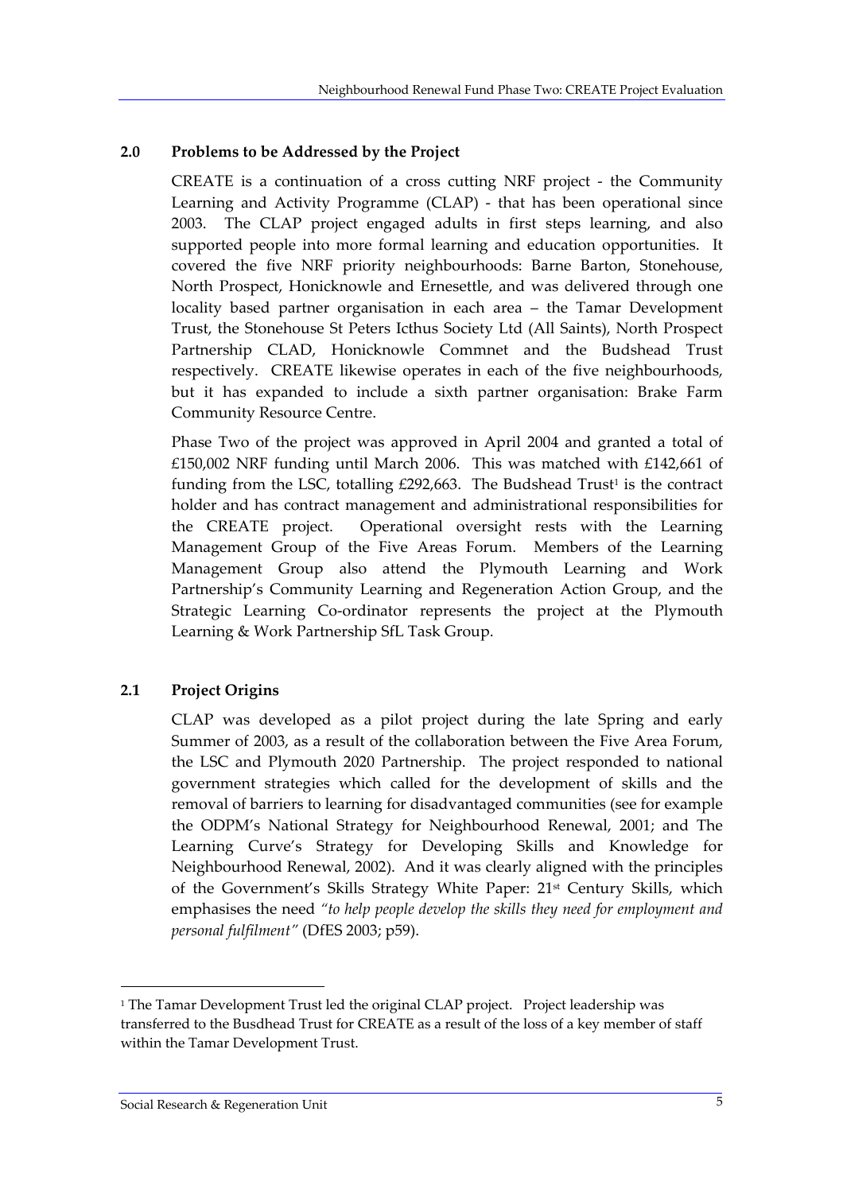## 2.0 Problems to be Addressed by the Project

CREATE is a continuation of a cross cutting NRF project - the Community Learning and Activity Programme (CLAP) - that has been operational since 2003. The CLAP project engaged adults in first steps learning, and also supported people into more formal learning and education opportunities. It covered the five NRF priority neighbourhoods: Barne Barton, Stonehouse, North Prospect, Honicknowle and Ernesettle, and was delivered through one locality based partner organisation in each area – the Tamar Development Trust, the Stonehouse St Peters Icthus Society Ltd (All Saints), North Prospect Partnership CLAD, Honicknowle Commnet and the Budshead Trust respectively. CREATE likewise operates in each of the five neighbourhoods, but it has expanded to include a sixth partner organisation: Brake Farm Community Resource Centre.

Phase Two of the project was approved in April 2004 and granted a total of £150,002 NRF funding until March 2006. This was matched with £142,661 of funding from the LSC, totalling £292,663. The Budshead Trust[1] is the contract holder and has contract management and administrational responsibilities for the CREATE project. Operational oversight rests with the Learning Management Group of the Five Areas Forum. Members of the Learning Management Group also attend the Plymouth Learning and Work Partnership's Community Learning and Regeneration Action Group, and the Strategic Learning Co-ordinator represents the project at the Plymouth Learning & Work Partnership SfL Task Group.

## 2.1 Project Origins

CLAP was developed as a pilot project during the late Spring and early Summer of 2003, as a result of the collaboration between the Five Area Forum, the LSC and Plymouth 2020 Partnership. The project responded to national government strategies which called for the development of skills and the removal of barriers to learning for disadvantaged communities (see for example the ODPM's National Strategy for Neighbourhood Renewal, 2001; and The Learning Curve's Strategy for Developing Skills and Knowledge for Neighbourhood Renewal, 2002). And it was clearly aligned with the principles of the Government's Skills Strategy White Paper: 21st Century Skills, which emphasises the need *"to help people develop the skills they need for employment and personal fulfilment"* (DfES 2003; p59).

---

[1] The Tamar Development Trust led the original CLAP project. Project leadership was transferred to the Busdhead Trust for CREATE as a result of the loss of a key member of staff within the Tamar Development Trust.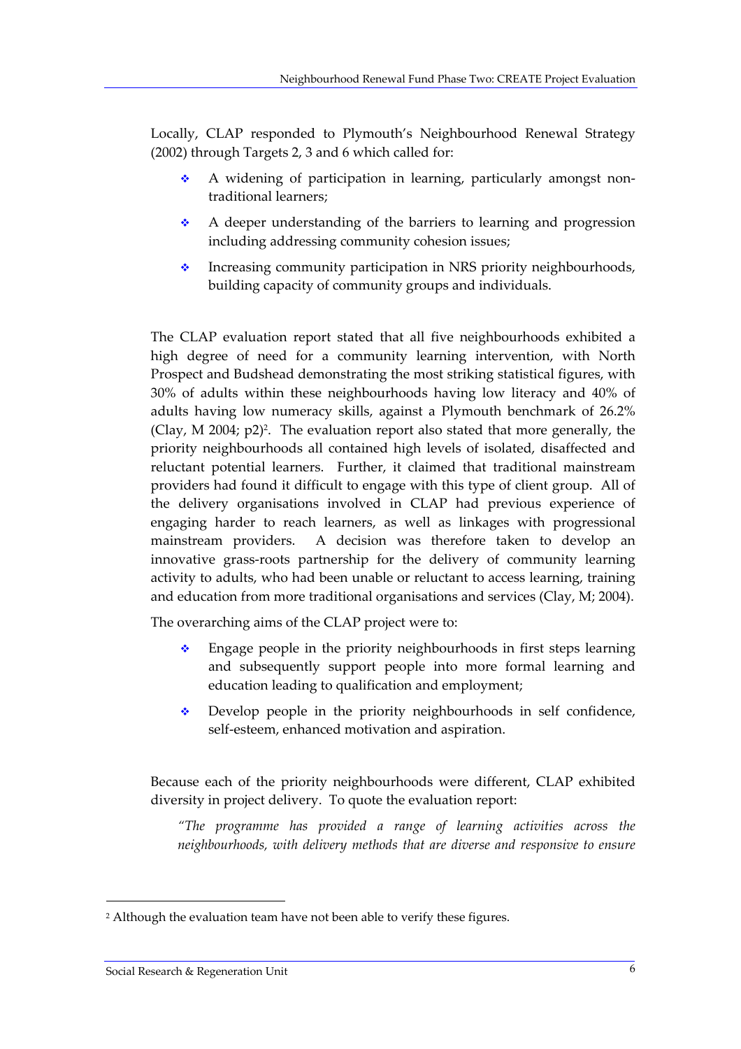Locally, CLAP responded to Plymouth's Neighbourhood Renewal Strategy (2002) through Targets 2, 3 and 6 which called for:

- A widening of participation in learning, particularly amongst non-traditional learners;
- A deeper understanding of the barriers to learning and progression including addressing community cohesion issues;
- Increasing community participation in NRS priority neighbourhoods, building capacity of community groups and individuals.

The CLAP evaluation report stated that all five neighbourhoods exhibited a high degree of need for a community learning intervention, with North Prospect and Budshead demonstrating the most striking statistical figures, with 30% of adults within these neighbourhoods having low literacy and 40% of adults having low numeracy skills, against a Plymouth benchmark of 26.2% (Clay, M 2004; p2)[2]. The evaluation report also stated that more generally, the priority neighbourhoods all contained high levels of isolated, disaffected and reluctant potential learners. Further, it claimed that traditional mainstream providers had found it difficult to engage with this type of client group. All of the delivery organisations involved in CLAP had previous experience of engaging harder to reach learners, as well as linkages with progressional mainstream providers. A decision was therefore taken to develop an innovative grass-roots partnership for the delivery of community learning activity to adults, who had been unable or reluctant to access learning, training and education from more traditional organisations and services (Clay, M; 2004).

The overarching aims of the CLAP project were to:

- Engage people in the priority neighbourhoods in first steps learning and subsequently support people into more formal learning and education leading to qualification and employment;
- Develop people in the priority neighbourhoods in self confidence, self-esteem, enhanced motivation and aspiration.

Because each of the priority neighbourhoods were different, CLAP exhibited diversity in project delivery. To quote the evaluation report:

*"The programme has provided a range of learning activities across the neighbourhoods, with delivery methods that are diverse and responsive to ensure*

---

[2] Although the evaluation team have not been able to verify these figures.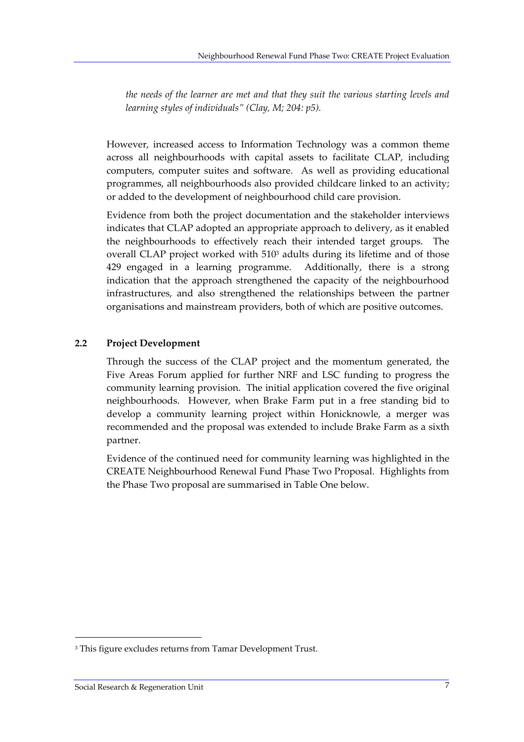*the needs of the learner are met and that they suit the various starting levels and learning styles of individuals" (Clay, M; 204: p5).*

However, increased access to Information Technology was a common theme across all neighbourhoods with capital assets to facilitate CLAP, including computers, computer suites and software. As well as providing educational programmes, all neighbourhoods also provided childcare linked to an activity; or added to the development of neighbourhood child care provision.

Evidence from both the project documentation and the stakeholder interviews indicates that CLAP adopted an appropriate approach to delivery, as it enabled the neighbourhoods to effectively reach their intended target groups. The overall CLAP project worked with 510[3] adults during its lifetime and of those 429 engaged in a learning programme. Additionally, there is a strong indication that the approach strengthened the capacity of the neighbourhood infrastructures, and also strengthened the relationships between the partner organisations and mainstream providers, both of which are positive outcomes.

### 2.2 Project Development

Through the success of the CLAP project and the momentum generated, the Five Areas Forum applied for further NRF and LSC funding to progress the community learning provision. The initial application covered the five original neighbourhoods. However, when Brake Farm put in a free standing bid to develop a community learning project within Honicknowle, a merger was recommended and the proposal was extended to include Brake Farm as a sixth partner.

Evidence of the continued need for community learning was highlighted in the CREATE Neighbourhood Renewal Fund Phase Two Proposal. Highlights from the Phase Two proposal are summarised in Table One below.

---

[3] This figure excludes returns from Tamar Development Trust.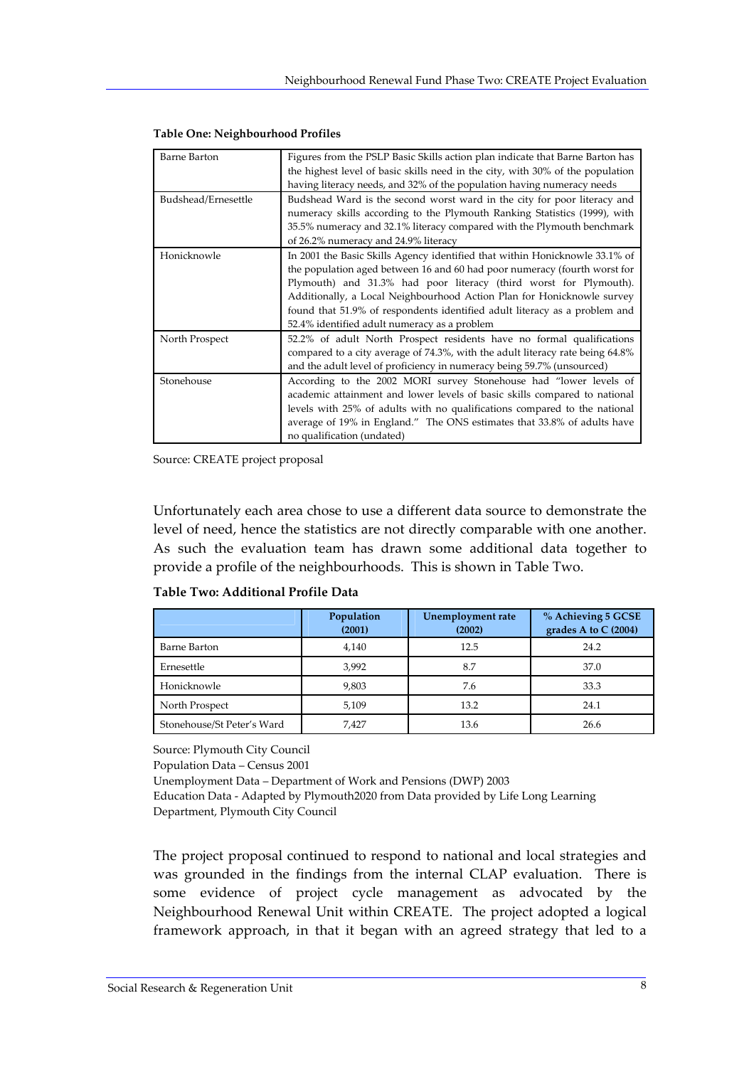**Table One: Neighbourhood Profiles**

| | |
|---|---|
| Barne Barton | Figures from the PSLP Basic Skills action plan indicate that Barne Barton has the highest level of basic skills need in the city, with 30% of the population having literacy needs, and 32% of the population having numeracy needs |
| Budshead/Ernesettle | Budshead Ward is the second worst ward in the city for poor literacy and numeracy skills according to the Plymouth Ranking Statistics (1999), with 35.5% numeracy and 32.1% literacy compared with the Plymouth benchmark of 26.2% numeracy and 24.9% literacy |
| Honicknowle | In 2001 the Basic Skills Agency identified that within Honicknowle 33.1% of the population aged between 16 and 60 had poor numeracy (fourth worst for Plymouth) and 31.3% had poor literacy (third worst for Plymouth). Additionally, a Local Neighbourhood Action Plan for Honicknowle survey found that 51.9% of respondents identified adult literacy as a problem and 52.4% identified adult numeracy as a problem |
| North Prospect | 52.2% of adult North Prospect residents have no formal qualifications compared to a city average of 74.3%, with the adult literacy rate being 64.8% and the adult level of proficiency in numeracy being 59.7% (unsourced) |
| Stonehouse | According to the 2002 MORI survey Stonehouse had "lower levels of academic attainment and lower levels of basic skills compared to national levels with 25% of adults with no qualifications compared to the national average of 19% in England." The ONS estimates that 33.8% of adults have no qualification (undated) |

Source: CREATE project proposal

Unfortunately each area chose to use a different data source to demonstrate the level of need, hence the statistics are not directly comparable with one another. As such the evaluation team has drawn some additional data together to provide a profile of the neighbourhoods. This is shown in Table Two.

**Table Two: Additional Profile Data**

| | Population (2001) | Unemployment rate (2002) | % Achieving 5 GCSE grades A to C (2004) |
|---|---|---|---|
| Barne Barton | 4,140 | 12.5 | 24.2 |
| Ernesettle | 3,992 | 8.7 | 37.0 |
| Honicknowle | 9,803 | 7.6 | 33.3 |
| North Prospect | 5,109 | 13.2 | 24.1 |
| Stonehouse/St Peter's Ward | 7,427 | 13.6 | 26.6 |

Source: Plymouth City Council
Population Data – Census 2001
Unemployment Data – Department of Work and Pensions (DWP) 2003
Education Data - Adapted by Plymouth2020 from Data provided by Life Long Learning Department, Plymouth City Council

The project proposal continued to respond to national and local strategies and was grounded in the findings from the internal CLAP evaluation. There is some evidence of project cycle management as advocated by the Neighbourhood Renewal Unit within CREATE. The project adopted a logical framework approach, in that it began with an agreed strategy that led to a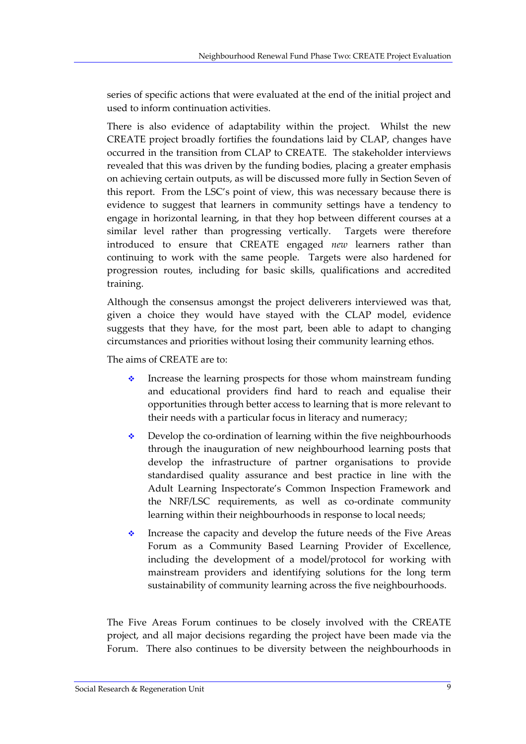series of specific actions that were evaluated at the end of the initial project and used to inform continuation activities.

There is also evidence of adaptability within the project. Whilst the new CREATE project broadly fortifies the foundations laid by CLAP, changes have occurred in the transition from CLAP to CREATE. The stakeholder interviews revealed that this was driven by the funding bodies, placing a greater emphasis on achieving certain outputs, as will be discussed more fully in Section Seven of this report. From the LSC's point of view, this was necessary because there is evidence to suggest that learners in community settings have a tendency to engage in horizontal learning, in that they hop between different courses at a similar level rather than progressing vertically. Targets were therefore introduced to ensure that CREATE engaged *new* learners rather than continuing to work with the same people. Targets were also hardened for progression routes, including for basic skills, qualifications and accredited training.

Although the consensus amongst the project deliverers interviewed was that, given a choice they would have stayed with the CLAP model, evidence suggests that they have, for the most part, been able to adapt to changing circumstances and priorities without losing their community learning ethos.

The aims of CREATE are to:

- Increase the learning prospects for those whom mainstream funding and educational providers find hard to reach and equalise their opportunities through better access to learning that is more relevant to their needs with a particular focus in literacy and numeracy;
- Develop the co-ordination of learning within the five neighbourhoods through the inauguration of new neighbourhood learning posts that develop the infrastructure of partner organisations to provide standardised quality assurance and best practice in line with the Adult Learning Inspectorate's Common Inspection Framework and the NRF/LSC requirements, as well as co-ordinate community learning within their neighbourhoods in response to local needs;
- Increase the capacity and develop the future needs of the Five Areas Forum as a Community Based Learning Provider of Excellence, including the development of a model/protocol for working with mainstream providers and identifying solutions for the long term sustainability of community learning across the five neighbourhoods.

The Five Areas Forum continues to be closely involved with the CREATE project, and all major decisions regarding the project have been made via the Forum. There also continues to be diversity between the neighbourhoods in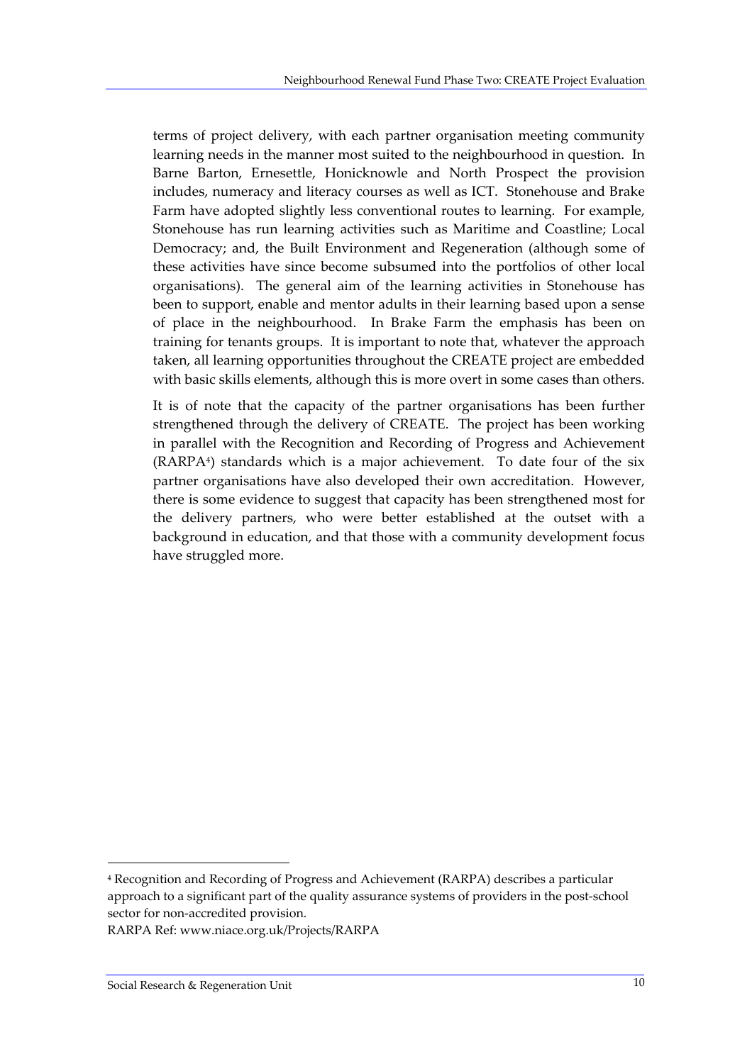terms of project delivery, with each partner organisation meeting community learning needs in the manner most suited to the neighbourhood in question. In Barne Barton, Ernesettle, Honicknowle and North Prospect the provision includes, numeracy and literacy courses as well as ICT. Stonehouse and Brake Farm have adopted slightly less conventional routes to learning. For example, Stonehouse has run learning activities such as Maritime and Coastline; Local Democracy; and, the Built Environment and Regeneration (although some of these activities have since become subsumed into the portfolios of other local organisations). The general aim of the learning activities in Stonehouse has been to support, enable and mentor adults in their learning based upon a sense of place in the neighbourhood. In Brake Farm the emphasis has been on training for tenants groups. It is important to note that, whatever the approach taken, all learning opportunities throughout the CREATE project are embedded with basic skills elements, although this is more overt in some cases than others.

It is of note that the capacity of the partner organisations has been further strengthened through the delivery of CREATE. The project has been working in parallel with the Recognition and Recording of Progress and Achievement (RARPA[4]) standards which is a major achievement. To date four of the six partner organisations have also developed their own accreditation. However, there is some evidence to suggest that capacity has been strengthened most for the delivery partners, who were better established at the outset with a background in education, and that those with a community development focus have struggled more.

[4] Recognition and Recording of Progress and Achievement (RARPA) describes a particular approach to a significant part of the quality assurance systems of providers in the post-school sector for non-accredited provision.

RARPA Ref: www.niace.org.uk/Projects/RARPA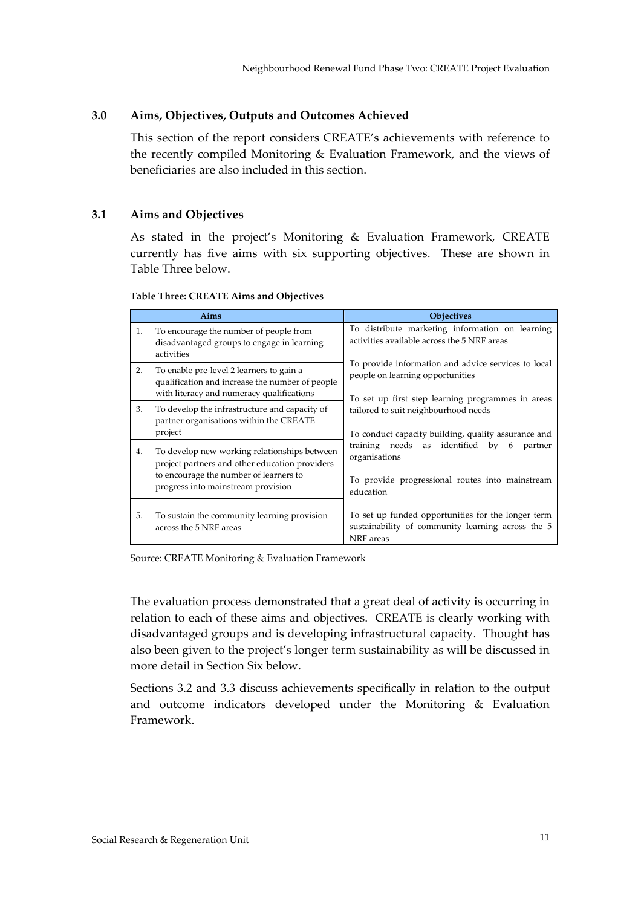## 3.0 Aims, Objectives, Outputs and Outcomes Achieved

This section of the report considers CREATE's achievements with reference to the recently compiled Monitoring & Evaluation Framework, and the views of beneficiaries are also included in this section.

### 3.1 Aims and Objectives

As stated in the project's Monitoring & Evaluation Framework, CREATE currently has five aims with six supporting objectives. These are shown in Table Three below.

**Table Three: CREATE Aims and Objectives**

| | Aims | Objectives |
|---|---|---|
| 1. | To encourage the number of people from disadvantaged groups to engage in learning activities | To distribute marketing information on learning activities available across the 5 NRF areas |
| 2. | To enable pre-level 2 learners to gain a qualification and increase the number of people with literacy and numeracy qualifications | To provide information and advice services to local people on learning opportunities |
| 3. | To develop the infrastructure and capacity of partner organisations within the CREATE project | To set up first step learning programmes in areas tailored to suit neighbourhood needs |
| 4. | To develop new working relationships between project partners and other education providers to encourage the number of learners to progress into mainstream provision | To conduct capacity building, quality assurance and training needs as identified by 6 partner organisations |
| | | To provide progressional routes into mainstream education |
| 5. | To sustain the community learning provision across the 5 NRF areas | To set up funded opportunities for the longer term sustainability of community learning across the 5 NRF areas |

Source: CREATE Monitoring & Evaluation Framework

The evaluation process demonstrated that a great deal of activity is occurring in relation to each of these aims and objectives. CREATE is clearly working with disadvantaged groups and is developing infrastructural capacity. Thought has also been given to the project's longer term sustainability as will be discussed in more detail in Section Six below.

Sections 3.2 and 3.3 discuss achievements specifically in relation to the output and outcome indicators developed under the Monitoring & Evaluation Framework.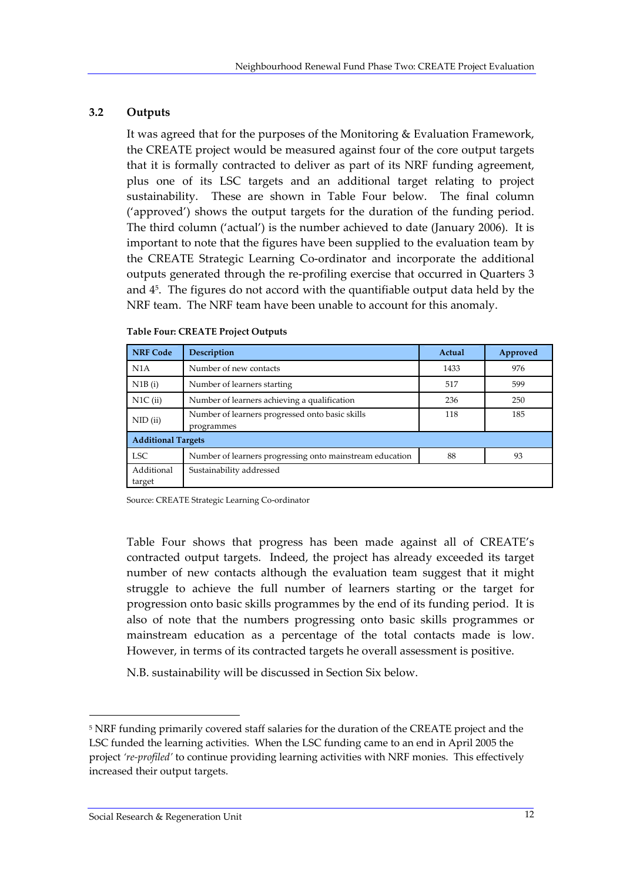### 3.2 Outputs

It was agreed that for the purposes of the Monitoring & Evaluation Framework, the CREATE project would be measured against four of the core output targets that it is formally contracted to deliver as part of its NRF funding agreement, plus one of its LSC targets and an additional target relating to project sustainability. These are shown in Table Four below. The final column ('approved') shows the output targets for the duration of the funding period. The third column ('actual') is the number achieved to date (January 2006). It is important to note that the figures have been supplied to the evaluation team by the CREATE Strategic Learning Co-ordinator and incorporate the additional outputs generated through the re-profiling exercise that occurred in Quarters 3 and 4[5]. The figures do not accord with the quantifiable output data held by the NRF team. The NRF team have been unable to account for this anomaly.

**Table Four: CREATE Project Outputs**

| NRF Code | Description | Actual | Approved |
|---|---|---|---|
| N1A | Number of new contacts | 1433 | 976 |
| N1B (i) | Number of learners starting | 517 | 599 |
| N1C (ii) | Number of learners achieving a qualification | 236 | 250 |
| NID (ii) | Number of learners progressed onto basic skills programmes | 118 | 185 |
| **Additional Targets** | | | |
| LSC | Number of learners progressing onto mainstream education | 88 | 93 |
| Additional target | Sustainability addressed | | |

Source: CREATE Strategic Learning Co-ordinator

Table Four shows that progress has been made against all of CREATE's contracted output targets. Indeed, the project has already exceeded its target number of new contacts although the evaluation team suggest that it might struggle to achieve the full number of learners starting or the target for progression onto basic skills programmes by the end of its funding period. It is also of note that the numbers progressing onto basic skills programmes or mainstream education as a percentage of the total contacts made is low. However, in terms of its contracted targets he overall assessment is positive.

N.B. sustainability will be discussed in Section Six below.

[5] NRF funding primarily covered staff salaries for the duration of the CREATE project and the LSC funded the learning activities. When the LSC funding came to an end in April 2005 the project *'re-profiled'* to continue providing learning activities with NRF monies. This effectively increased their output targets.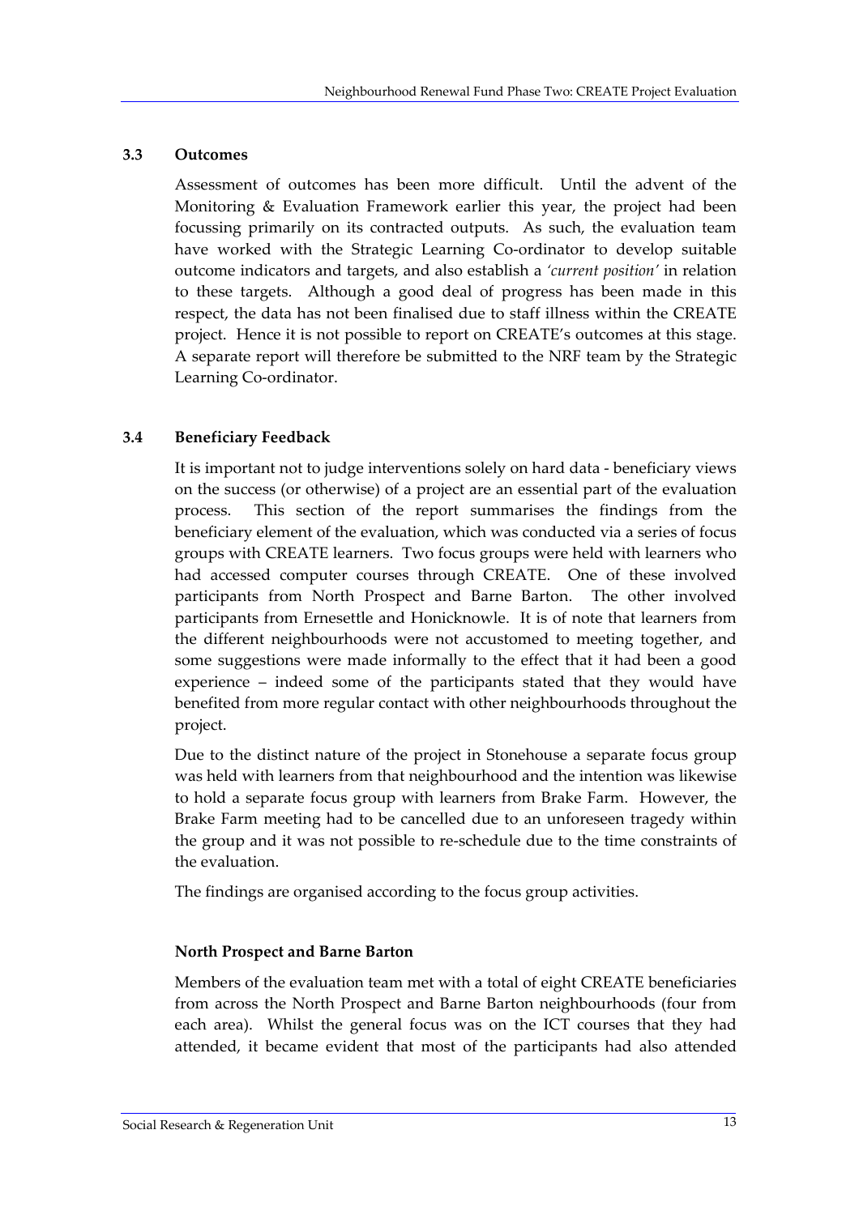### 3.3 Outcomes

Assessment of outcomes has been more difficult. Until the advent of the Monitoring & Evaluation Framework earlier this year, the project had been focussing primarily on its contracted outputs. As such, the evaluation team have worked with the Strategic Learning Co-ordinator to develop suitable outcome indicators and targets, and also establish a *'current position'* in relation to these targets. Although a good deal of progress has been made in this respect, the data has not been finalised due to staff illness within the CREATE project. Hence it is not possible to report on CREATE's outcomes at this stage. A separate report will therefore be submitted to the NRF team by the Strategic Learning Co-ordinator.

### 3.4 Beneficiary Feedback

It is important not to judge interventions solely on hard data - beneficiary views on the success (or otherwise) of a project are an essential part of the evaluation process. This section of the report summarises the findings from the beneficiary element of the evaluation, which was conducted via a series of focus groups with CREATE learners. Two focus groups were held with learners who had accessed computer courses through CREATE. One of these involved participants from North Prospect and Barne Barton. The other involved participants from Ernesettle and Honicknowle. It is of note that learners from the different neighbourhoods were not accustomed to meeting together, and some suggestions were made informally to the effect that it had been a good experience – indeed some of the participants stated that they would have benefited from more regular contact with other neighbourhoods throughout the project.

Due to the distinct nature of the project in Stonehouse a separate focus group was held with learners from that neighbourhood and the intention was likewise to hold a separate focus group with learners from Brake Farm. However, the Brake Farm meeting had to be cancelled due to an unforeseen tragedy within the group and it was not possible to re-schedule due to the time constraints of the evaluation.

The findings are organised according to the focus group activities.

**North Prospect and Barne Barton**

Members of the evaluation team met with a total of eight CREATE beneficiaries from across the North Prospect and Barne Barton neighbourhoods (four from each area). Whilst the general focus was on the ICT courses that they had attended, it became evident that most of the participants had also attended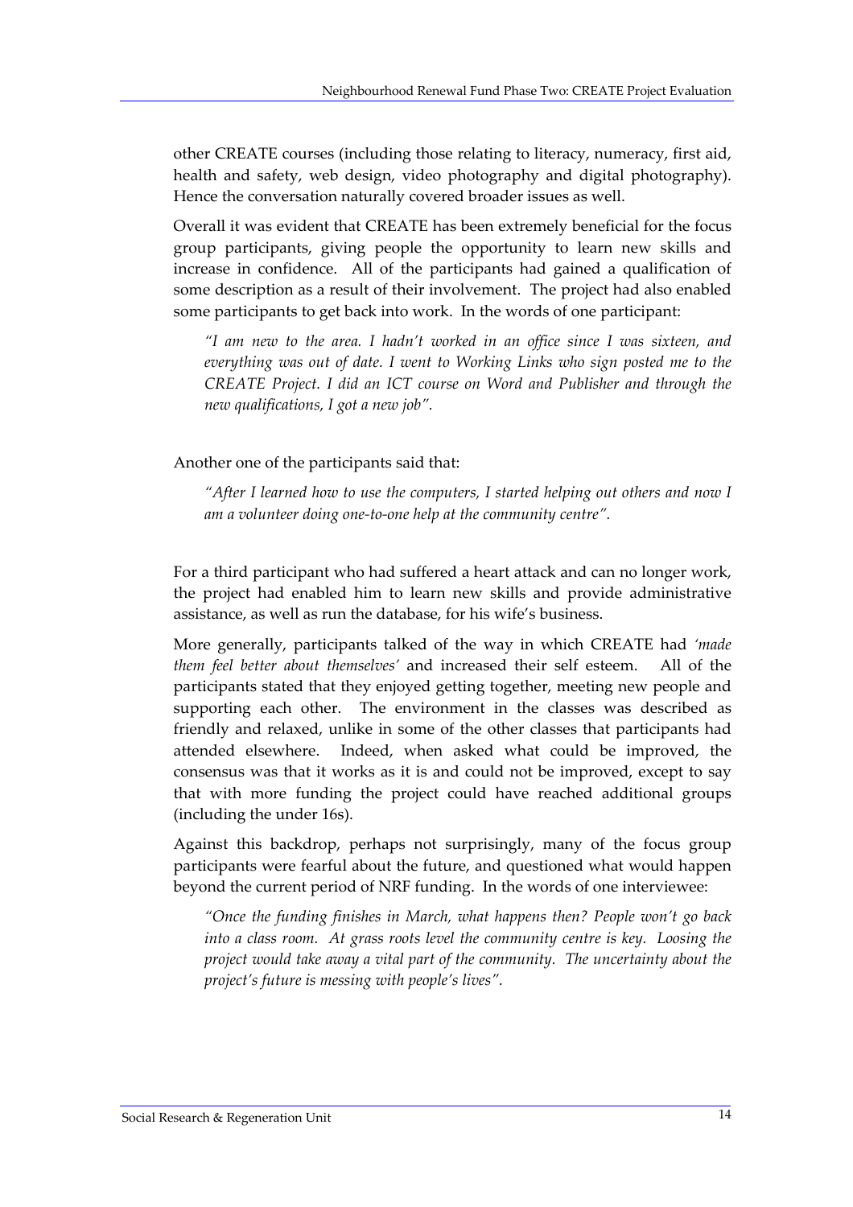other CREATE courses (including those relating to literacy, numeracy, first aid, health and safety, web design, video photography and digital photography). Hence the conversation naturally covered broader issues as well.

Overall it was evident that CREATE has been extremely beneficial for the focus group participants, giving people the opportunity to learn new skills and increase in confidence. All of the participants had gained a qualification of some description as a result of their involvement. The project had also enabled some participants to get back into work. In the words of one participant:

> *"I am new to the area. I hadn't worked in an office since I was sixteen, and everything was out of date. I went to Working Links who sign posted me to the CREATE Project. I did an ICT course on Word and Publisher and through the new qualifications, I got a new job".*

Another one of the participants said that:

> *"After I learned how to use the computers, I started helping out others and now I am a volunteer doing one-to-one help at the community centre".*

For a third participant who had suffered a heart attack and can no longer work, the project had enabled him to learn new skills and provide administrative assistance, as well as run the database, for his wife's business.

More generally, participants talked of the way in which CREATE had *'made them feel better about themselves'* and increased their self esteem. All of the participants stated that they enjoyed getting together, meeting new people and supporting each other. The environment in the classes was described as friendly and relaxed, unlike in some of the other classes that participants had attended elsewhere. Indeed, when asked what could be improved, the consensus was that it works as it is and could not be improved, except to say that with more funding the project could have reached additional groups (including the under 16s).

Against this backdrop, perhaps not surprisingly, many of the focus group participants were fearful about the future, and questioned what would happen beyond the current period of NRF funding. In the words of one interviewee:

> *"Once the funding finishes in March, what happens then? People won't go back into a class room. At grass roots level the community centre is key. Loosing the project would take away a vital part of the community. The uncertainty about the project's future is messing with people's lives".*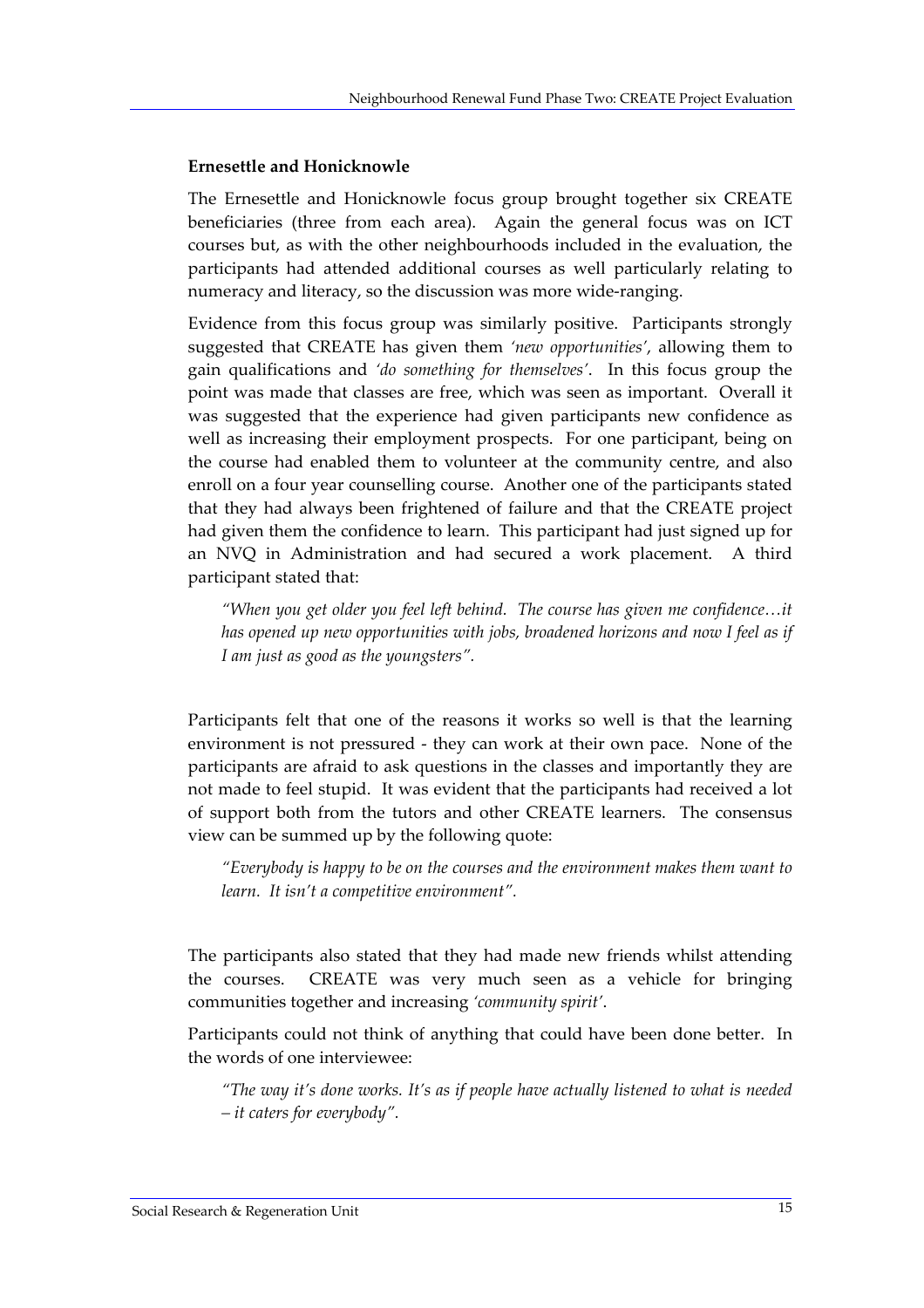**Ernesettle and Honicknowle**

The Ernesettle and Honicknowle focus group brought together six CREATE beneficiaries (three from each area). Again the general focus was on ICT courses but, as with the other neighbourhoods included in the evaluation, the participants had attended additional courses as well particularly relating to numeracy and literacy, so the discussion was more wide-ranging.

Evidence from this focus group was similarly positive. Participants strongly suggested that CREATE has given them *'new opportunities'*, allowing them to gain qualifications and *'do something for themselves'*. In this focus group the point was made that classes are free, which was seen as important. Overall it was suggested that the experience had given participants new confidence as well as increasing their employment prospects. For one participant, being on the course had enabled them to volunteer at the community centre, and also enroll on a four year counselling course. Another one of the participants stated that they had always been frightened of failure and that the CREATE project had given them the confidence to learn. This participant had just signed up for an NVQ in Administration and had secured a work placement. A third participant stated that:

> *"When you get older you feel left behind. The course has given me confidence…it has opened up new opportunities with jobs, broadened horizons and now I feel as if I am just as good as the youngsters".*

Participants felt that one of the reasons it works so well is that the learning environment is not pressured - they can work at their own pace. None of the participants are afraid to ask questions in the classes and importantly they are not made to feel stupid. It was evident that the participants had received a lot of support both from the tutors and other CREATE learners. The consensus view can be summed up by the following quote:

> *"Everybody is happy to be on the courses and the environment makes them want to learn. It isn't a competitive environment".*

The participants also stated that they had made new friends whilst attending the courses. CREATE was very much seen as a vehicle for bringing communities together and increasing *'community spirit'*.

Participants could not think of anything that could have been done better. In the words of one interviewee:

> *"The way it's done works. It's as if people have actually listened to what is needed – it caters for everybody".*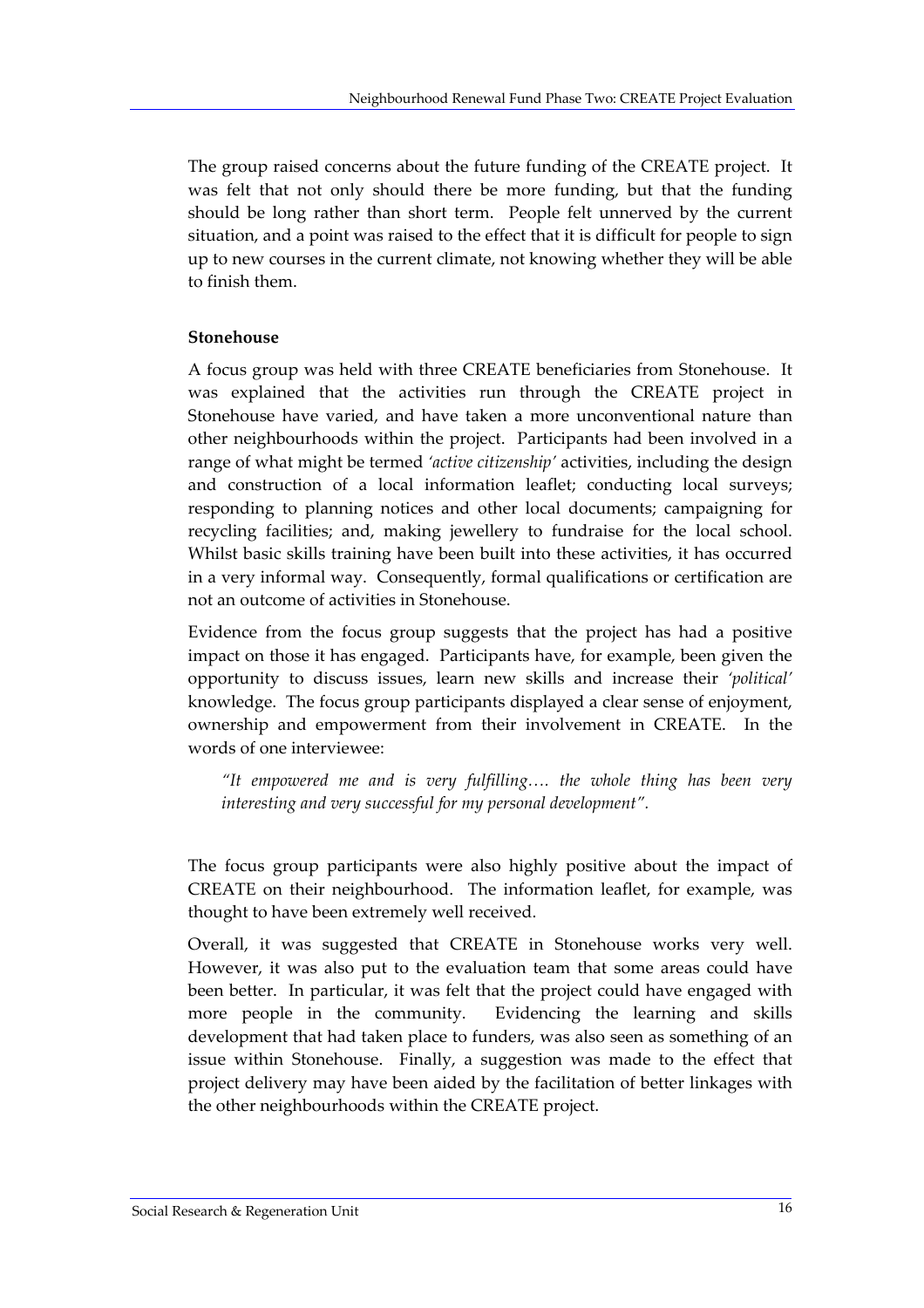The group raised concerns about the future funding of the CREATE project. It was felt that not only should there be more funding, but that the funding should be long rather than short term. People felt unnerved by the current situation, and a point was raised to the effect that it is difficult for people to sign up to new courses in the current climate, not knowing whether they will be able to finish them.

**Stonehouse**

A focus group was held with three CREATE beneficiaries from Stonehouse. It was explained that the activities run through the CREATE project in Stonehouse have varied, and have taken a more unconventional nature than other neighbourhoods within the project. Participants had been involved in a range of what might be termed *'active citizenship'* activities, including the design and construction of a local information leaflet; conducting local surveys; responding to planning notices and other local documents; campaigning for recycling facilities; and, making jewellery to fundraise for the local school. Whilst basic skills training have been built into these activities, it has occurred in a very informal way. Consequently, formal qualifications or certification are not an outcome of activities in Stonehouse.

Evidence from the focus group suggests that the project has had a positive impact on those it has engaged. Participants have, for example, been given the opportunity to discuss issues, learn new skills and increase their *'political'* knowledge. The focus group participants displayed a clear sense of enjoyment, ownership and empowerment from their involvement in CREATE. In the words of one interviewee:

> *"It empowered me and is very fulfilling…. the whole thing has been very interesting and very successful for my personal development".*

The focus group participants were also highly positive about the impact of CREATE on their neighbourhood. The information leaflet, for example, was thought to have been extremely well received.

Overall, it was suggested that CREATE in Stonehouse works very well. However, it was also put to the evaluation team that some areas could have been better. In particular, it was felt that the project could have engaged with more people in the community. Evidencing the learning and skills development that had taken place to funders, was also seen as something of an issue within Stonehouse. Finally, a suggestion was made to the effect that project delivery may have been aided by the facilitation of better linkages with the other neighbourhoods within the CREATE project.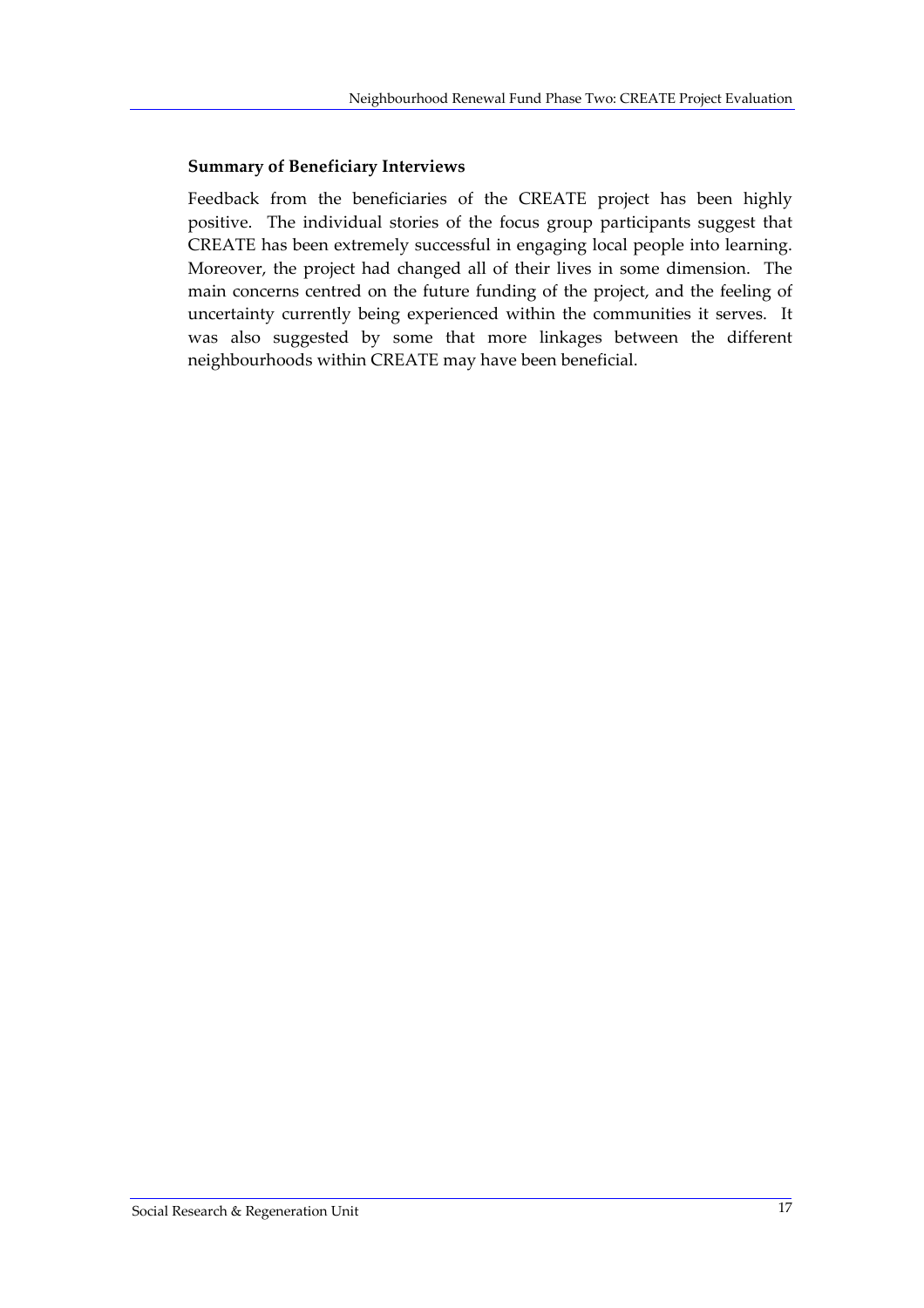**Summary of Beneficiary Interviews**

Feedback from the beneficiaries of the CREATE project has been highly positive. The individual stories of the focus group participants suggest that CREATE has been extremely successful in engaging local people into learning. Moreover, the project had changed all of their lives in some dimension. The main concerns centred on the future funding of the project, and the feeling of uncertainty currently being experienced within the communities it serves. It was also suggested by some that more linkages between the different neighbourhoods within CREATE may have been beneficial.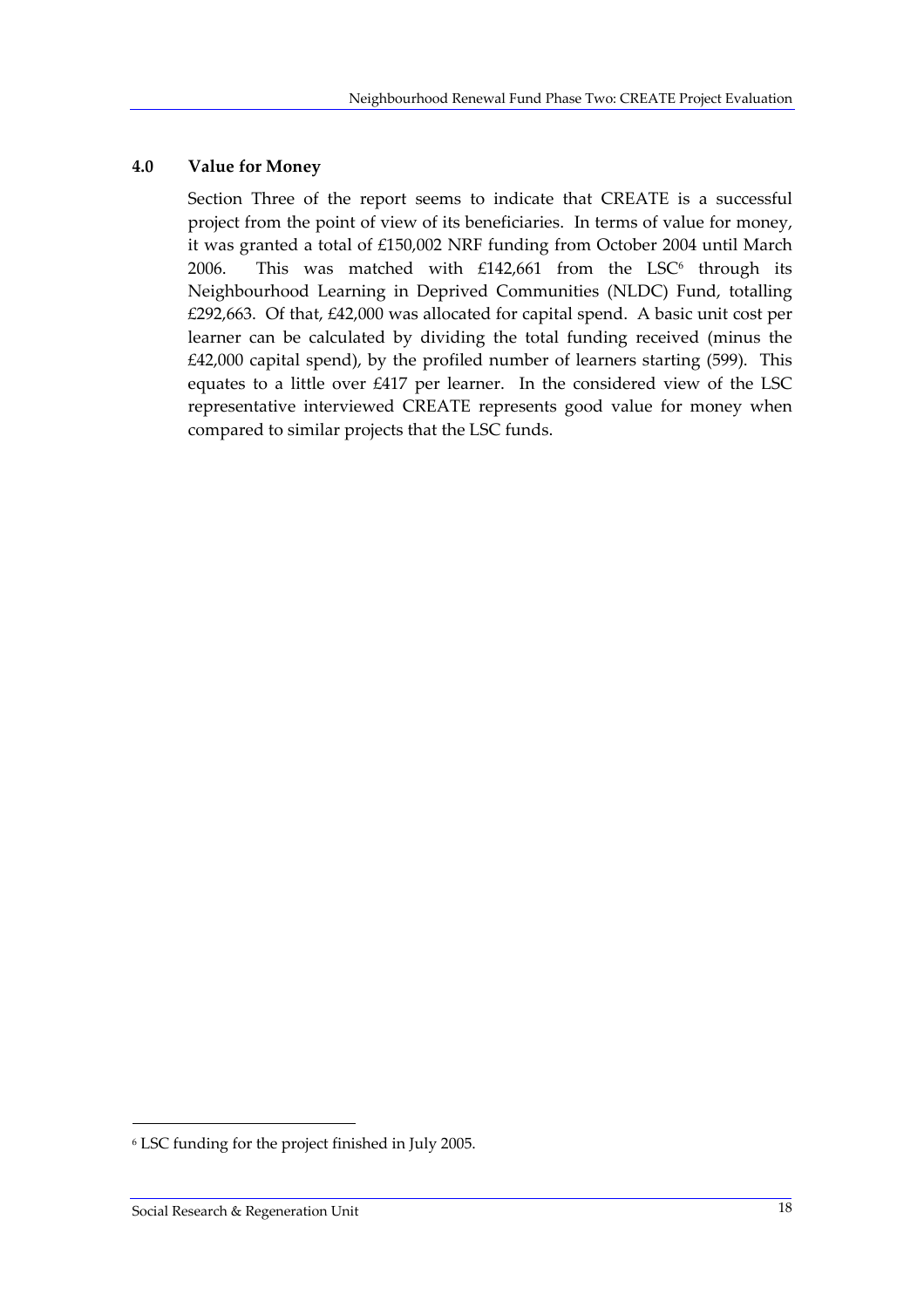## 4.0 Value for Money

Section Three of the report seems to indicate that CREATE is a successful project from the point of view of its beneficiaries. In terms of value for money, it was granted a total of £150,002 NRF funding from October 2004 until March 2006. This was matched with £142,661 from the LSC[6] through its Neighbourhood Learning in Deprived Communities (NLDC) Fund, totalling £292,663. Of that, £42,000 was allocated for capital spend. A basic unit cost per learner can be calculated by dividing the total funding received (minus the £42,000 capital spend), by the profiled number of learners starting (599). This equates to a little over £417 per learner. In the considered view of the LSC representative interviewed CREATE represents good value for money when compared to similar projects that the LSC funds.

[6] LSC funding for the project finished in July 2005.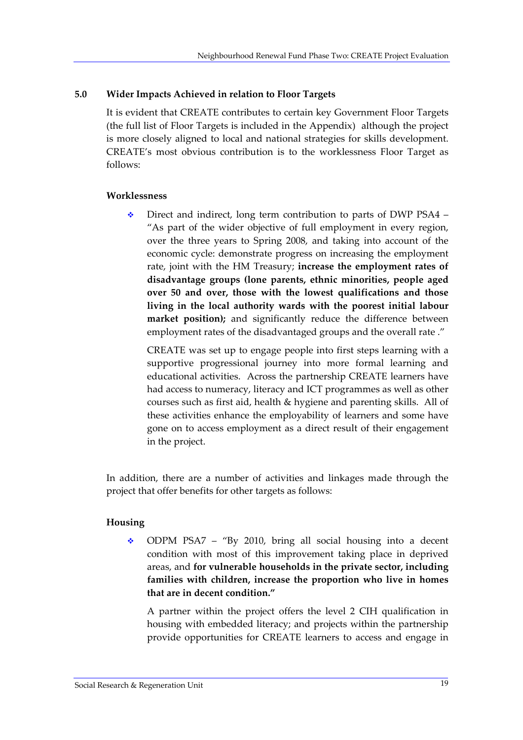## 5.0 Wider Impacts Achieved in relation to Floor Targets

It is evident that CREATE contributes to certain key Government Floor Targets (the full list of Floor Targets is included in the Appendix) although the project is more closely aligned to local and national strategies for skills development. CREATE's most obvious contribution is to the worklessness Floor Target as follows:

### Worklessness

- Direct and indirect, long term contribution to parts of DWP PSA4 – "As part of the wider objective of full employment in every region, over the three years to Spring 2008, and taking into account of the economic cycle: demonstrate progress on increasing the employment rate, joint with the HM Treasury; **increase the employment rates of disadvantage groups (lone parents, ethnic minorities, people aged over 50 and over, those with the lowest qualifications and those living in the local authority wards with the poorest initial labour market position);** and significantly reduce the difference between employment rates of the disadvantaged groups and the overall rate ."

  CREATE was set up to engage people into first steps learning with a supportive progressional journey into more formal learning and educational activities. Across the partnership CREATE learners have had access to numeracy, literacy and ICT programmes as well as other courses such as first aid, health & hygiene and parenting skills. All of these activities enhance the employability of learners and some have gone on to access employment as a direct result of their engagement in the project.

In addition, there are a number of activities and linkages made through the project that offer benefits for other targets as follows:

### Housing

- ODPM PSA7 – "By 2010, bring all social housing into a decent condition with most of this improvement taking place in deprived areas, and **for vulnerable households in the private sector, including families with children, increase the proportion who live in homes that are in decent condition."**

  A partner within the project offers the level 2 CIH qualification in housing with embedded literacy; and projects within the partnership provide opportunities for CREATE learners to access and engage in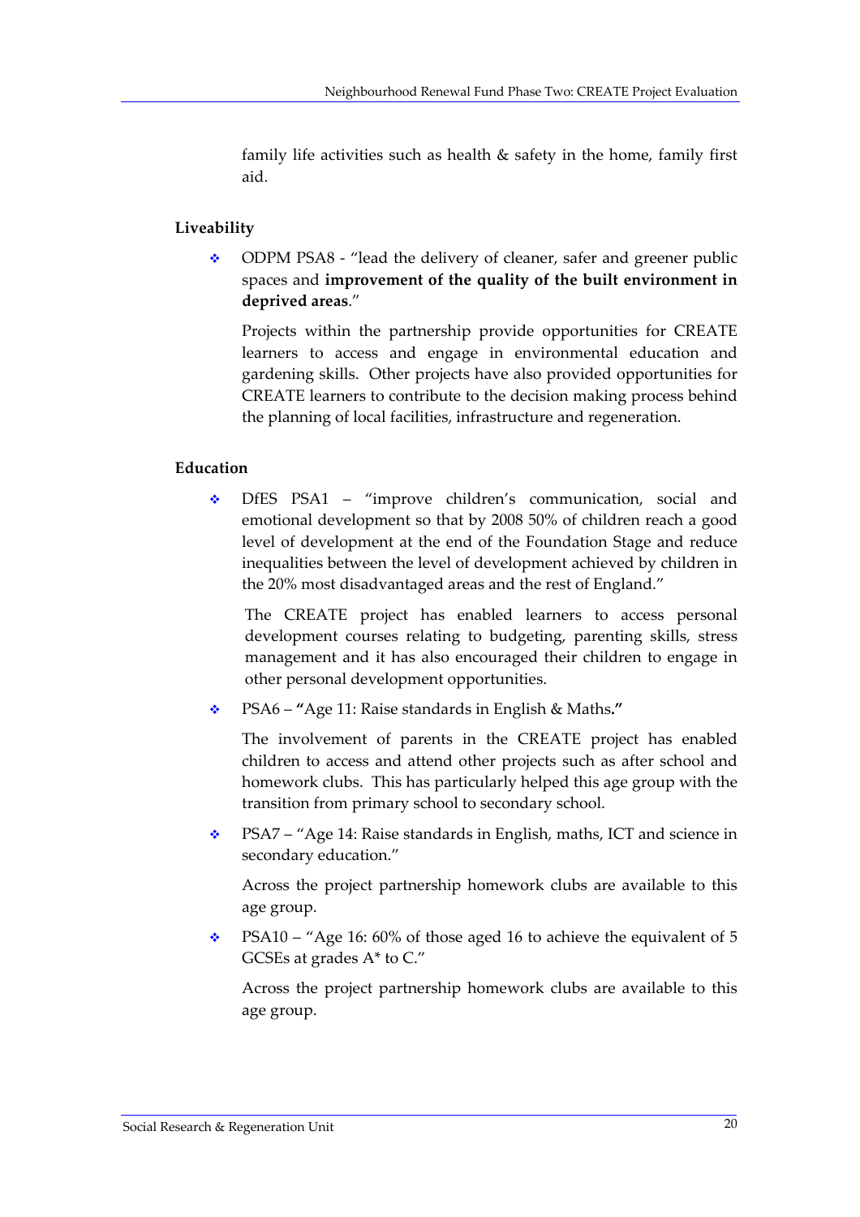family life activities such as health & safety in the home, family first aid.

**Liveability**

- ODPM PSA8 - "lead the delivery of cleaner, safer and greener public spaces and **improvement of the quality of the built environment in deprived areas**."

  Projects within the partnership provide opportunities for CREATE learners to access and engage in environmental education and gardening skills. Other projects have also provided opportunities for CREATE learners to contribute to the decision making process behind the planning of local facilities, infrastructure and regeneration.

**Education**

- DfES PSA1 – "improve children's communication, social and emotional development so that by 2008 50% of children reach a good level of development at the end of the Foundation Stage and reduce inequalities between the level of development achieved by children in the 20% most disadvantaged areas and the rest of England."

  The CREATE project has enabled learners to access personal development courses relating to budgeting, parenting skills, stress management and it has also encouraged their children to engage in other personal development opportunities.

- PSA6 – **"**Age 11: Raise standards in English & Maths**."**

  The involvement of parents in the CREATE project has enabled children to access and attend other projects such as after school and homework clubs. This has particularly helped this age group with the transition from primary school to secondary school.

- PSA7 – "Age 14: Raise standards in English, maths, ICT and science in secondary education."

  Across the project partnership homework clubs are available to this age group.

- PSA10 – "Age 16: 60% of those aged 16 to achieve the equivalent of 5 GCSEs at grades A* to C."

  Across the project partnership homework clubs are available to this age group.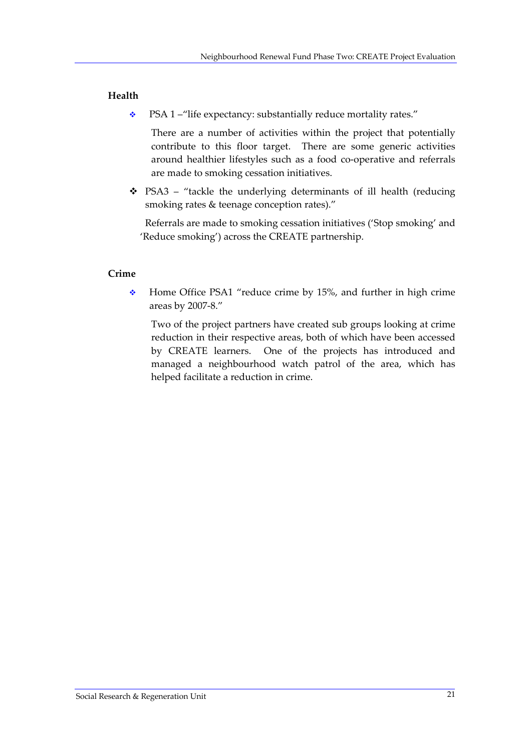**Health**

- PSA 1 –"life expectancy: substantially reduce mortality rates."

  There are a number of activities within the project that potentially contribute to this floor target. There are some generic activities around healthier lifestyles such as a food co-operative and referrals are made to smoking cessation initiatives.

- PSA3 – "tackle the underlying determinants of ill health (reducing smoking rates & teenage conception rates)."

  Referrals are made to smoking cessation initiatives ('Stop smoking' and 'Reduce smoking') across the CREATE partnership.

**Crime**

- Home Office PSA1 "reduce crime by 15%, and further in high crime areas by 2007-8."

  Two of the project partners have created sub groups looking at crime reduction in their respective areas, both of which have been accessed by CREATE learners. One of the projects has introduced and managed a neighbourhood watch patrol of the area, which has helped facilitate a reduction in crime.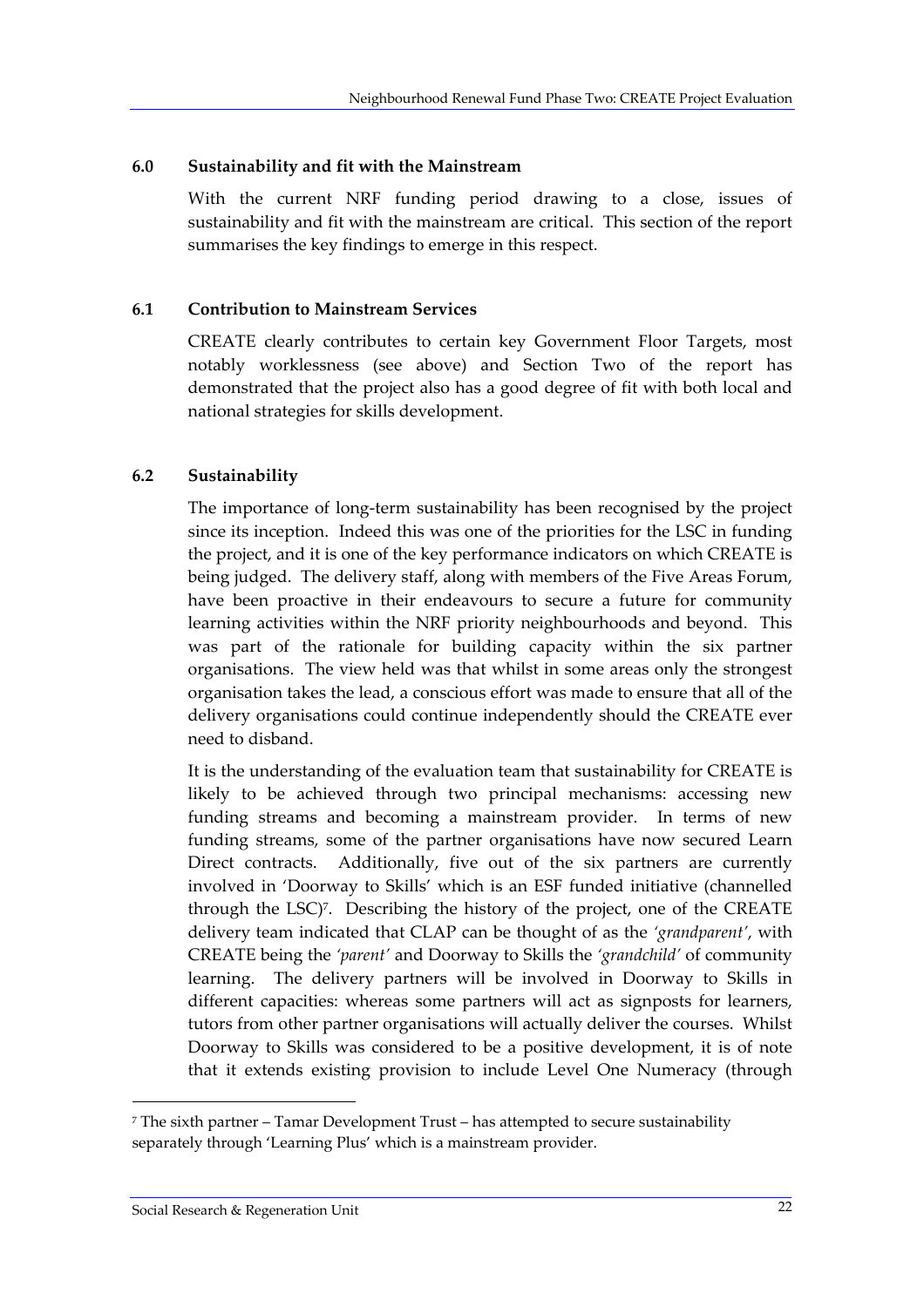## 6.0 Sustainability and fit with the Mainstream

With the current NRF funding period drawing to a close, issues of sustainability and fit with the mainstream are critical. This section of the report summarises the key findings to emerge in this respect.

### 6.1 Contribution to Mainstream Services

CREATE clearly contributes to certain key Government Floor Targets, most notably worklessness (see above) and Section Two of the report has demonstrated that the project also has a good degree of fit with both local and national strategies for skills development.

### 6.2 Sustainability

The importance of long-term sustainability has been recognised by the project since its inception. Indeed this was one of the priorities for the LSC in funding the project, and it is one of the key performance indicators on which CREATE is being judged. The delivery staff, along with members of the Five Areas Forum, have been proactive in their endeavours to secure a future for community learning activities within the NRF priority neighbourhoods and beyond. This was part of the rationale for building capacity within the six partner organisations. The view held was that whilst in some areas only the strongest organisation takes the lead, a conscious effort was made to ensure that all of the delivery organisations could continue independently should the CREATE ever need to disband.

It is the understanding of the evaluation team that sustainability for CREATE is likely to be achieved through two principal mechanisms: accessing new funding streams and becoming a mainstream provider. In terms of new funding streams, some of the partner organisations have now secured Learn Direct contracts. Additionally, five out of the six partners are currently involved in 'Doorway to Skills' which is an ESF funded initiative (channelled through the LSC)[7]. Describing the history of the project, one of the CREATE delivery team indicated that CLAP can be thought of as the *'grandparent'*, with CREATE being the *'parent'* and Doorway to Skills the *'grandchild'* of community learning. The delivery partners will be involved in Doorway to Skills in different capacities: whereas some partners will act as signposts for learners, tutors from other partner organisations will actually deliver the courses. Whilst Doorway to Skills was considered to be a positive development, it is of note that it extends existing provision to include Level One Numeracy (through

---

[7] The sixth partner – Tamar Development Trust – has attempted to secure sustainability separately through 'Learning Plus' which is a mainstream provider.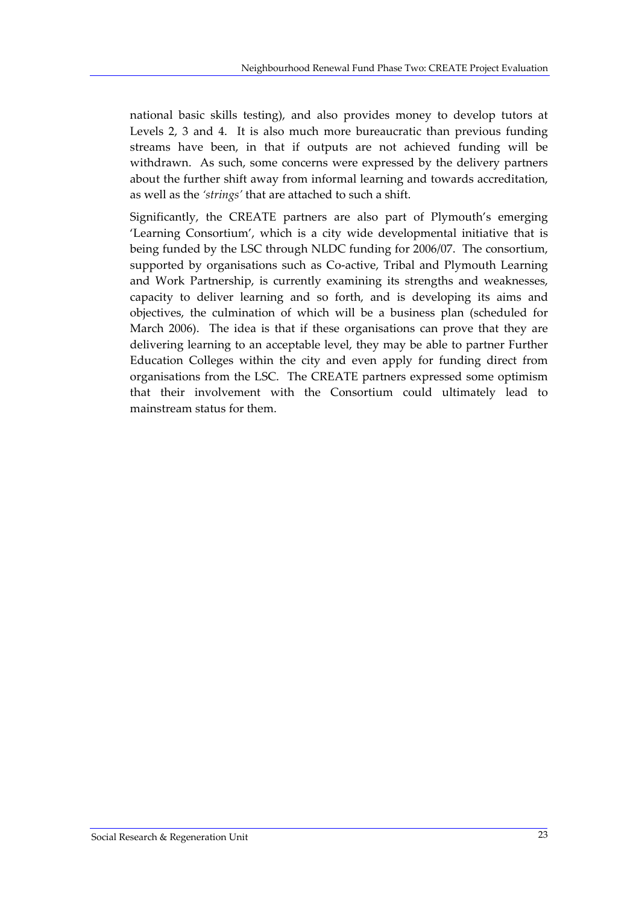national basic skills testing), and also provides money to develop tutors at Levels 2, 3 and 4. It is also much more bureaucratic than previous funding streams have been, in that if outputs are not achieved funding will be withdrawn. As such, some concerns were expressed by the delivery partners about the further shift away from informal learning and towards accreditation, as well as the *'strings'* that are attached to such a shift.

Significantly, the CREATE partners are also part of Plymouth's emerging 'Learning Consortium', which is a city wide developmental initiative that is being funded by the LSC through NLDC funding for 2006/07. The consortium, supported by organisations such as Co-active, Tribal and Plymouth Learning and Work Partnership, is currently examining its strengths and weaknesses, capacity to deliver learning and so forth, and is developing its aims and objectives, the culmination of which will be a business plan (scheduled for March 2006). The idea is that if these organisations can prove that they are delivering learning to an acceptable level, they may be able to partner Further Education Colleges within the city and even apply for funding direct from organisations from the LSC. The CREATE partners expressed some optimism that their involvement with the Consortium could ultimately lead to mainstream status for them.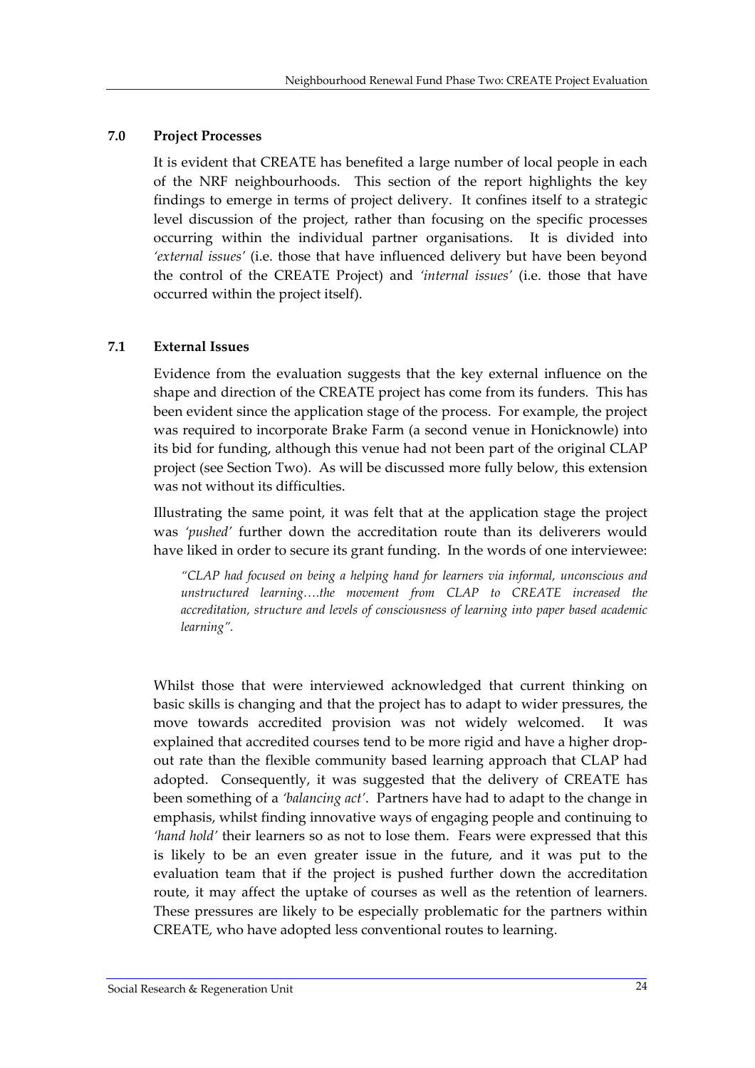## 7.0 Project Processes

It is evident that CREATE has benefited a large number of local people in each of the NRF neighbourhoods. This section of the report highlights the key findings to emerge in terms of project delivery. It confines itself to a strategic level discussion of the project, rather than focusing on the specific processes occurring within the individual partner organisations. It is divided into *'external issues'* (i.e. those that have influenced delivery but have been beyond the control of the CREATE Project) and *'internal issues'* (i.e. those that have occurred within the project itself).

### 7.1 External Issues

Evidence from the evaluation suggests that the key external influence on the shape and direction of the CREATE project has come from its funders. This has been evident since the application stage of the process. For example, the project was required to incorporate Brake Farm (a second venue in Honicknowle) into its bid for funding, although this venue had not been part of the original CLAP project (see Section Two). As will be discussed more fully below, this extension was not without its difficulties.

Illustrating the same point, it was felt that at the application stage the project was *'pushed'* further down the accreditation route than its deliverers would have liked in order to secure its grant funding. In the words of one interviewee:

> *"CLAP had focused on being a helping hand for learners via informal, unconscious and unstructured learning….the movement from CLAP to CREATE increased the accreditation, structure and levels of consciousness of learning into paper based academic learning".*

Whilst those that were interviewed acknowledged that current thinking on basic skills is changing and that the project has to adapt to wider pressures, the move towards accredited provision was not widely welcomed. It was explained that accredited courses tend to be more rigid and have a higher drop-out rate than the flexible community based learning approach that CLAP had adopted. Consequently, it was suggested that the delivery of CREATE has been something of a *'balancing act'*. Partners have had to adapt to the change in emphasis, whilst finding innovative ways of engaging people and continuing to *'hand hold'* their learners so as not to lose them. Fears were expressed that this is likely to be an even greater issue in the future, and it was put to the evaluation team that if the project is pushed further down the accreditation route, it may affect the uptake of courses as well as the retention of learners. These pressures are likely to be especially problematic for the partners within CREATE, who have adopted less conventional routes to learning.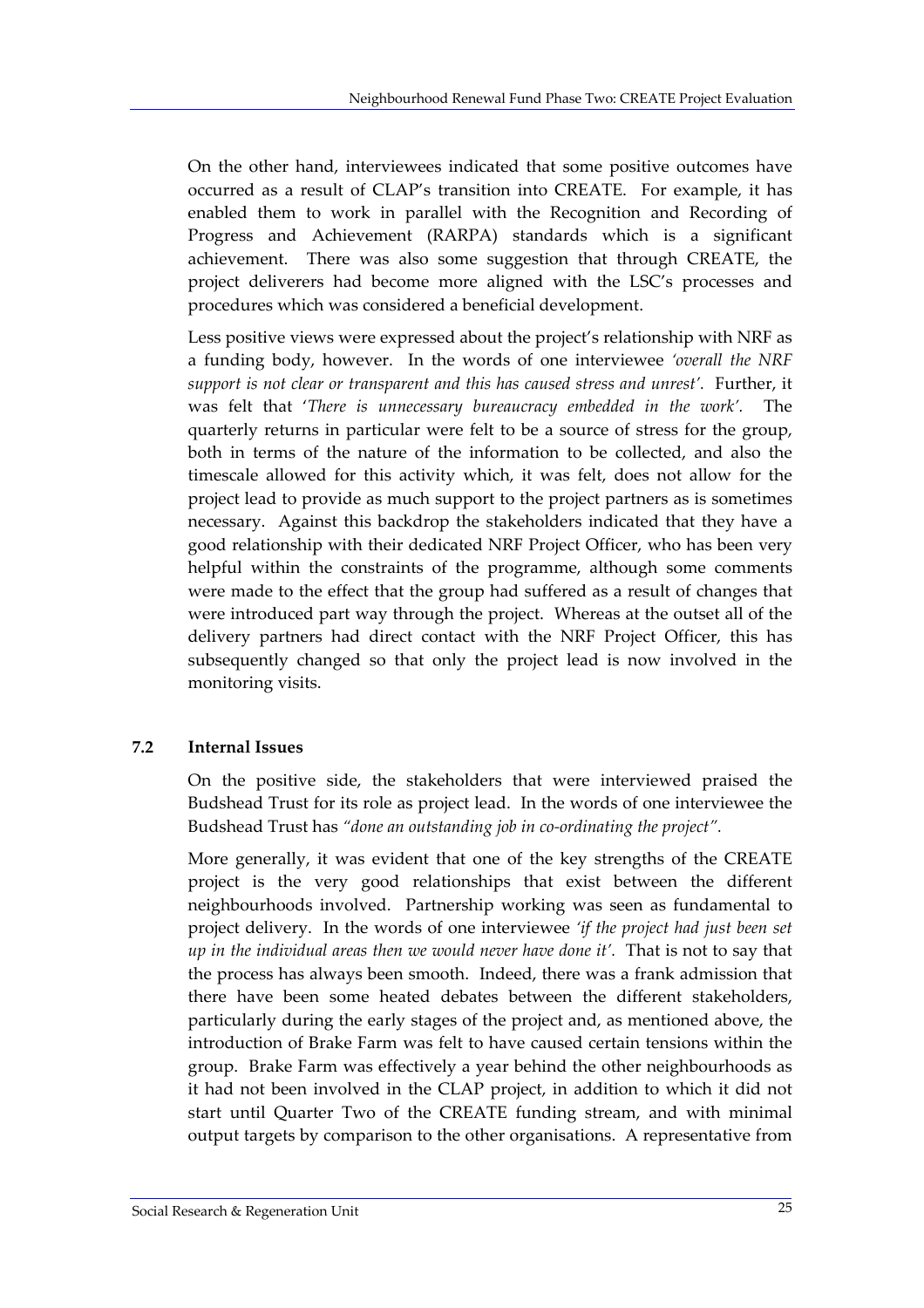On the other hand, interviewees indicated that some positive outcomes have occurred as a result of CLAP's transition into CREATE. For example, it has enabled them to work in parallel with the Recognition and Recording of Progress and Achievement (RARPA) standards which is a significant achievement. There was also some suggestion that through CREATE, the project deliverers had become more aligned with the LSC's processes and procedures which was considered a beneficial development.

Less positive views were expressed about the project's relationship with NRF as a funding body, however. In the words of one interviewee *'overall the NRF support is not clear or transparent and this has caused stress and unrest'*. Further, it was felt that '*There is unnecessary bureaucracy embedded in the work'*. The quarterly returns in particular were felt to be a source of stress for the group, both in terms of the nature of the information to be collected, and also the timescale allowed for this activity which, it was felt, does not allow for the project lead to provide as much support to the project partners as is sometimes necessary. Against this backdrop the stakeholders indicated that they have a good relationship with their dedicated NRF Project Officer, who has been very helpful within the constraints of the programme, although some comments were made to the effect that the group had suffered as a result of changes that were introduced part way through the project. Whereas at the outset all of the delivery partners had direct contact with the NRF Project Officer, this has subsequently changed so that only the project lead is now involved in the monitoring visits.

### 7.2 Internal Issues

On the positive side, the stakeholders that were interviewed praised the Budshead Trust for its role as project lead. In the words of one interviewee the Budshead Trust has *"done an outstanding job in co-ordinating the project".*

More generally, it was evident that one of the key strengths of the CREATE project is the very good relationships that exist between the different neighbourhoods involved. Partnership working was seen as fundamental to project delivery. In the words of one interviewee *'if the project had just been set up in the individual areas then we would never have done it'*. That is not to say that the process has always been smooth. Indeed, there was a frank admission that there have been some heated debates between the different stakeholders, particularly during the early stages of the project and, as mentioned above, the introduction of Brake Farm was felt to have caused certain tensions within the group. Brake Farm was effectively a year behind the other neighbourhoods as it had not been involved in the CLAP project, in addition to which it did not start until Quarter Two of the CREATE funding stream, and with minimal output targets by comparison to the other organisations. A representative from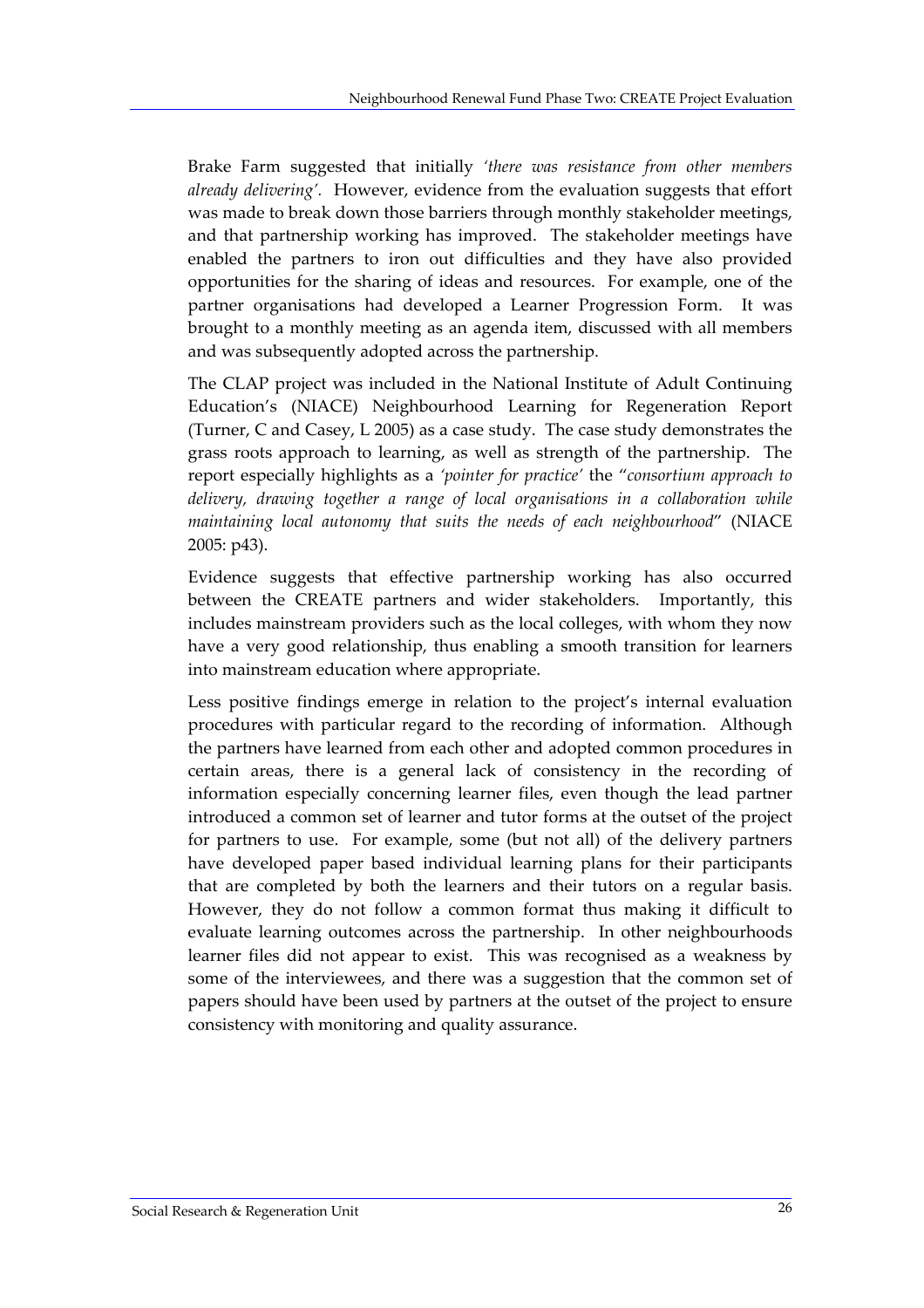Brake Farm suggested that initially *'there was resistance from other members already delivering'*. However, evidence from the evaluation suggests that effort was made to break down those barriers through monthly stakeholder meetings, and that partnership working has improved. The stakeholder meetings have enabled the partners to iron out difficulties and they have also provided opportunities for the sharing of ideas and resources. For example, one of the partner organisations had developed a Learner Progression Form. It was brought to a monthly meeting as an agenda item, discussed with all members and was subsequently adopted across the partnership.

The CLAP project was included in the National Institute of Adult Continuing Education's (NIACE) Neighbourhood Learning for Regeneration Report (Turner, C and Casey, L 2005) as a case study. The case study demonstrates the grass roots approach to learning, as well as strength of the partnership. The report especially highlights as a *'pointer for practice'* the "*consortium approach to delivery, drawing together a range of local organisations in a collaboration while maintaining local autonomy that suits the needs of each neighbourhood*" (NIACE 2005: p43).

Evidence suggests that effective partnership working has also occurred between the CREATE partners and wider stakeholders. Importantly, this includes mainstream providers such as the local colleges, with whom they now have a very good relationship, thus enabling a smooth transition for learners into mainstream education where appropriate.

Less positive findings emerge in relation to the project's internal evaluation procedures with particular regard to the recording of information. Although the partners have learned from each other and adopted common procedures in certain areas, there is a general lack of consistency in the recording of information especially concerning learner files, even though the lead partner introduced a common set of learner and tutor forms at the outset of the project for partners to use. For example, some (but not all) of the delivery partners have developed paper based individual learning plans for their participants that are completed by both the learners and their tutors on a regular basis. However, they do not follow a common format thus making it difficult to evaluate learning outcomes across the partnership. In other neighbourhoods learner files did not appear to exist. This was recognised as a weakness by some of the interviewees, and there was a suggestion that the common set of papers should have been used by partners at the outset of the project to ensure consistency with monitoring and quality assurance.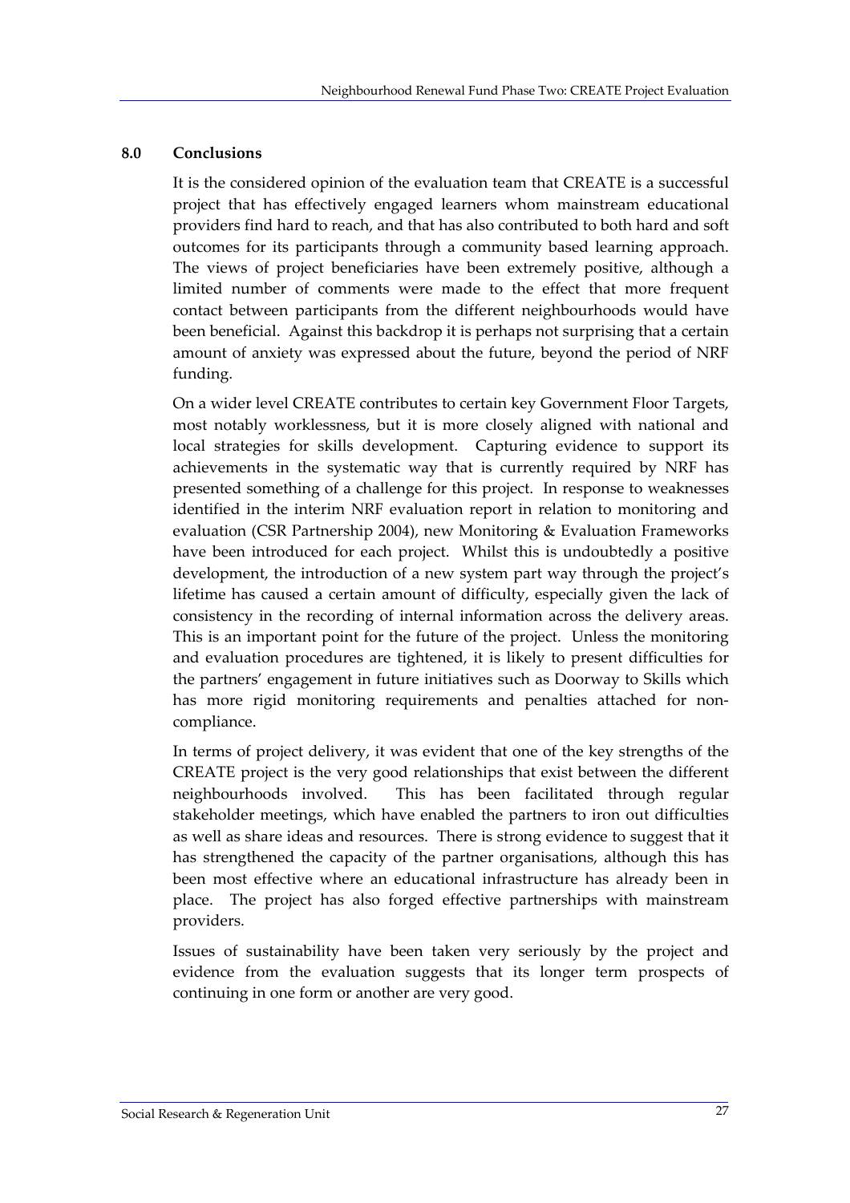## 8.0 Conclusions

It is the considered opinion of the evaluation team that CREATE is a successful project that has effectively engaged learners whom mainstream educational providers find hard to reach, and that has also contributed to both hard and soft outcomes for its participants through a community based learning approach. The views of project beneficiaries have been extremely positive, although a limited number of comments were made to the effect that more frequent contact between participants from the different neighbourhoods would have been beneficial. Against this backdrop it is perhaps not surprising that a certain amount of anxiety was expressed about the future, beyond the period of NRF funding.

On a wider level CREATE contributes to certain key Government Floor Targets, most notably worklessness, but it is more closely aligned with national and local strategies for skills development. Capturing evidence to support its achievements in the systematic way that is currently required by NRF has presented something of a challenge for this project. In response to weaknesses identified in the interim NRF evaluation report in relation to monitoring and evaluation (CSR Partnership 2004), new Monitoring & Evaluation Frameworks have been introduced for each project. Whilst this is undoubtedly a positive development, the introduction of a new system part way through the project's lifetime has caused a certain amount of difficulty, especially given the lack of consistency in the recording of internal information across the delivery areas. This is an important point for the future of the project. Unless the monitoring and evaluation procedures are tightened, it is likely to present difficulties for the partners' engagement in future initiatives such as Doorway to Skills which has more rigid monitoring requirements and penalties attached for non-compliance.

In terms of project delivery, it was evident that one of the key strengths of the CREATE project is the very good relationships that exist between the different neighbourhoods involved. This has been facilitated through regular stakeholder meetings, which have enabled the partners to iron out difficulties as well as share ideas and resources. There is strong evidence to suggest that it has strengthened the capacity of the partner organisations, although this has been most effective where an educational infrastructure has already been in place. The project has also forged effective partnerships with mainstream providers.

Issues of sustainability have been taken very seriously by the project and evidence from the evaluation suggests that its longer term prospects of continuing in one form or another are very good.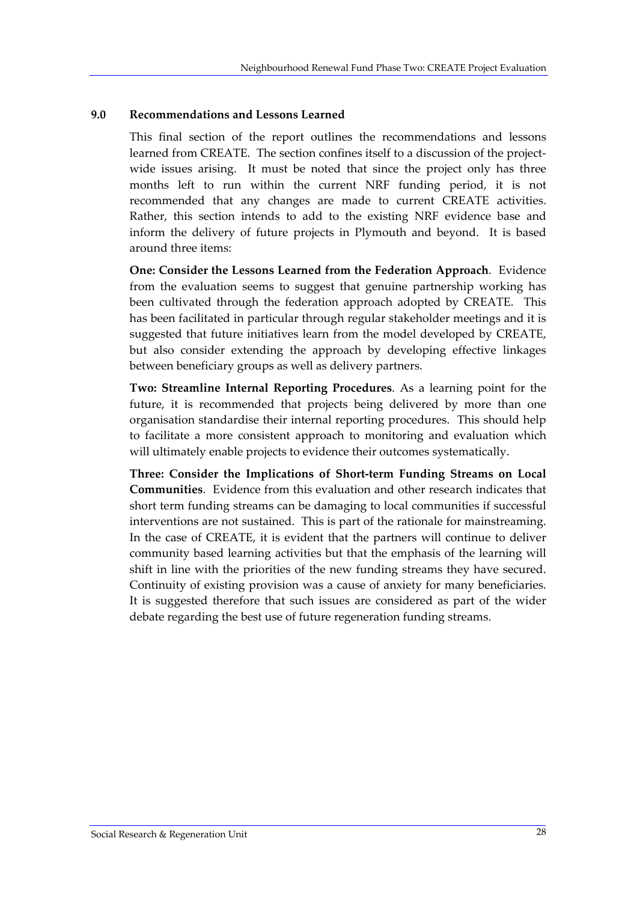## 9.0 Recommendations and Lessons Learned

This final section of the report outlines the recommendations and lessons learned from CREATE. The section confines itself to a discussion of the project-wide issues arising. It must be noted that since the project only has three months left to run within the current NRF funding period, it is not recommended that any changes are made to current CREATE activities. Rather, this section intends to add to the existing NRF evidence base and inform the delivery of future projects in Plymouth and beyond. It is based around three items:

**One: Consider the Lessons Learned from the Federation Approach**. Evidence from the evaluation seems to suggest that genuine partnership working has been cultivated through the federation approach adopted by CREATE. This has been facilitated in particular through regular stakeholder meetings and it is suggested that future initiatives learn from the model developed by CREATE, but also consider extending the approach by developing effective linkages between beneficiary groups as well as delivery partners.

**Two: Streamline Internal Reporting Procedures**. As a learning point for the future, it is recommended that projects being delivered by more than one organisation standardise their internal reporting procedures. This should help to facilitate a more consistent approach to monitoring and evaluation which will ultimately enable projects to evidence their outcomes systematically.

**Three: Consider the Implications of Short-term Funding Streams on Local Communities**. Evidence from this evaluation and other research indicates that short term funding streams can be damaging to local communities if successful interventions are not sustained. This is part of the rationale for mainstreaming. In the case of CREATE, it is evident that the partners will continue to deliver community based learning activities but that the emphasis of the learning will shift in line with the priorities of the new funding streams they have secured. Continuity of existing provision was a cause of anxiety for many beneficiaries. It is suggested therefore that such issues are considered as part of the wider debate regarding the best use of future regeneration funding streams.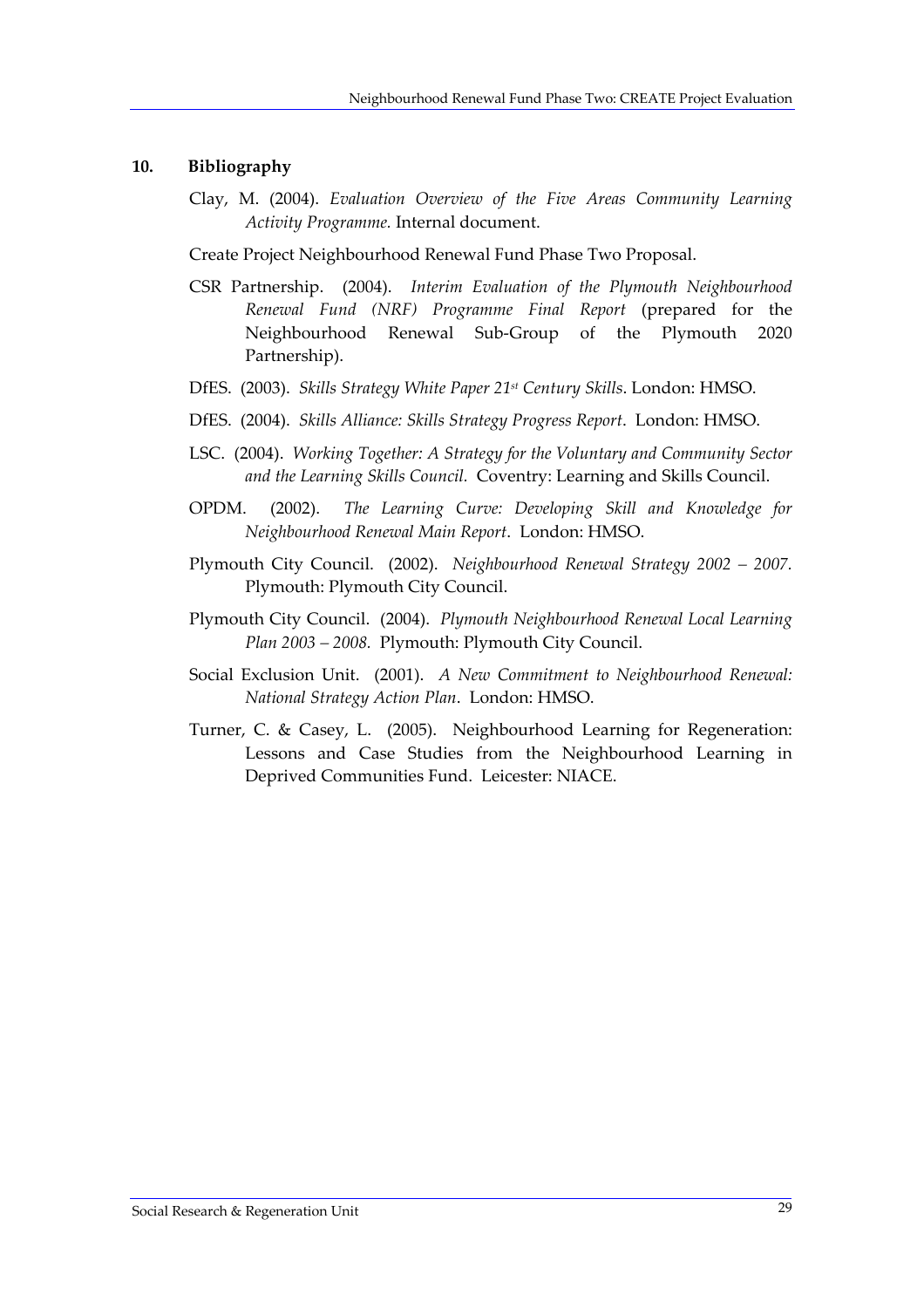## 10. Bibliography

Clay, M. (2004). *Evaluation Overview of the Five Areas Community Learning Activity Programme.* Internal document.

Create Project Neighbourhood Renewal Fund Phase Two Proposal.

CSR Partnership. (2004). *Interim Evaluation of the Plymouth Neighbourhood Renewal Fund (NRF) Programme Final Report* (prepared for the Neighbourhood Renewal Sub-Group of the Plymouth 2020 Partnership).

DfES. (2003). *Skills Strategy White Paper 21st Century Skills*. London: HMSO.

DfES. (2004). *Skills Alliance: Skills Strategy Progress Report*. London: HMSO.

LSC. (2004). *Working Together: A Strategy for the Voluntary and Community Sector and the Learning Skills Council.* Coventry: Learning and Skills Council.

OPDM. (2002). *The Learning Curve: Developing Skill and Knowledge for Neighbourhood Renewal Main Report*. London: HMSO.

Plymouth City Council. (2002). *Neighbourhood Renewal Strategy 2002 – 2007.* Plymouth: Plymouth City Council.

Plymouth City Council. (2004). *Plymouth Neighbourhood Renewal Local Learning Plan 2003 – 2008.* Plymouth: Plymouth City Council.

Social Exclusion Unit. (2001). *A New Commitment to Neighbourhood Renewal: National Strategy Action Plan*. London: HMSO.

Turner, C. & Casey, L. (2005). Neighbourhood Learning for Regeneration: Lessons and Case Studies from the Neighbourhood Learning in Deprived Communities Fund. Leicester: NIACE.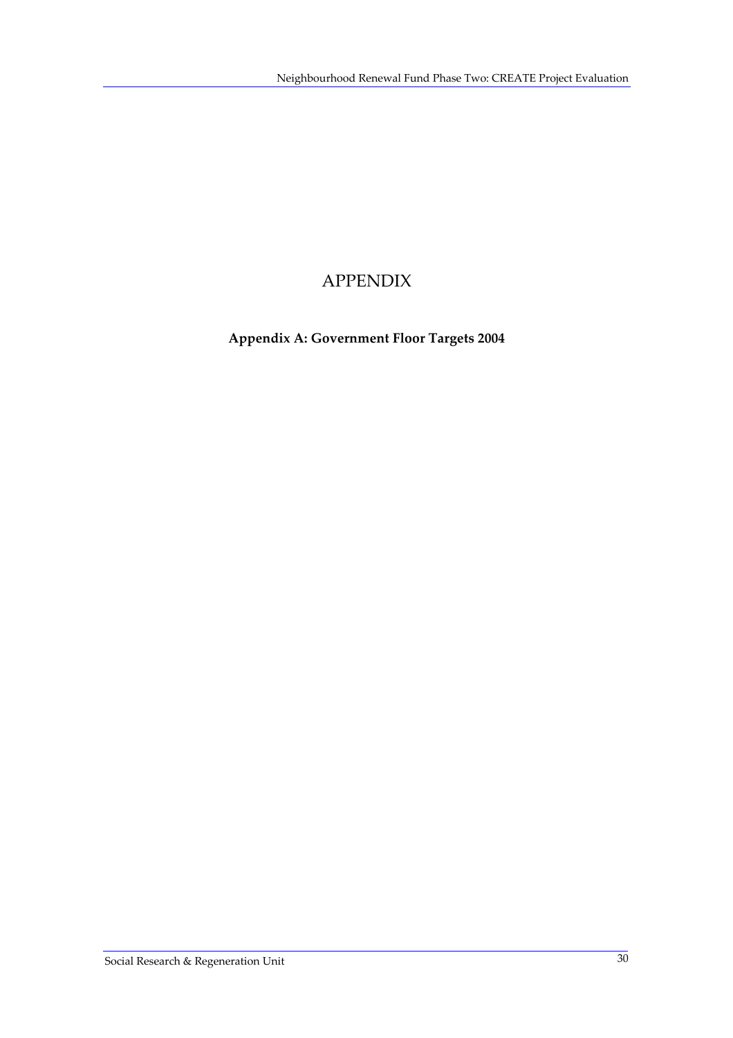# APPENDIX

## Appendix A: Government Floor Targets 2004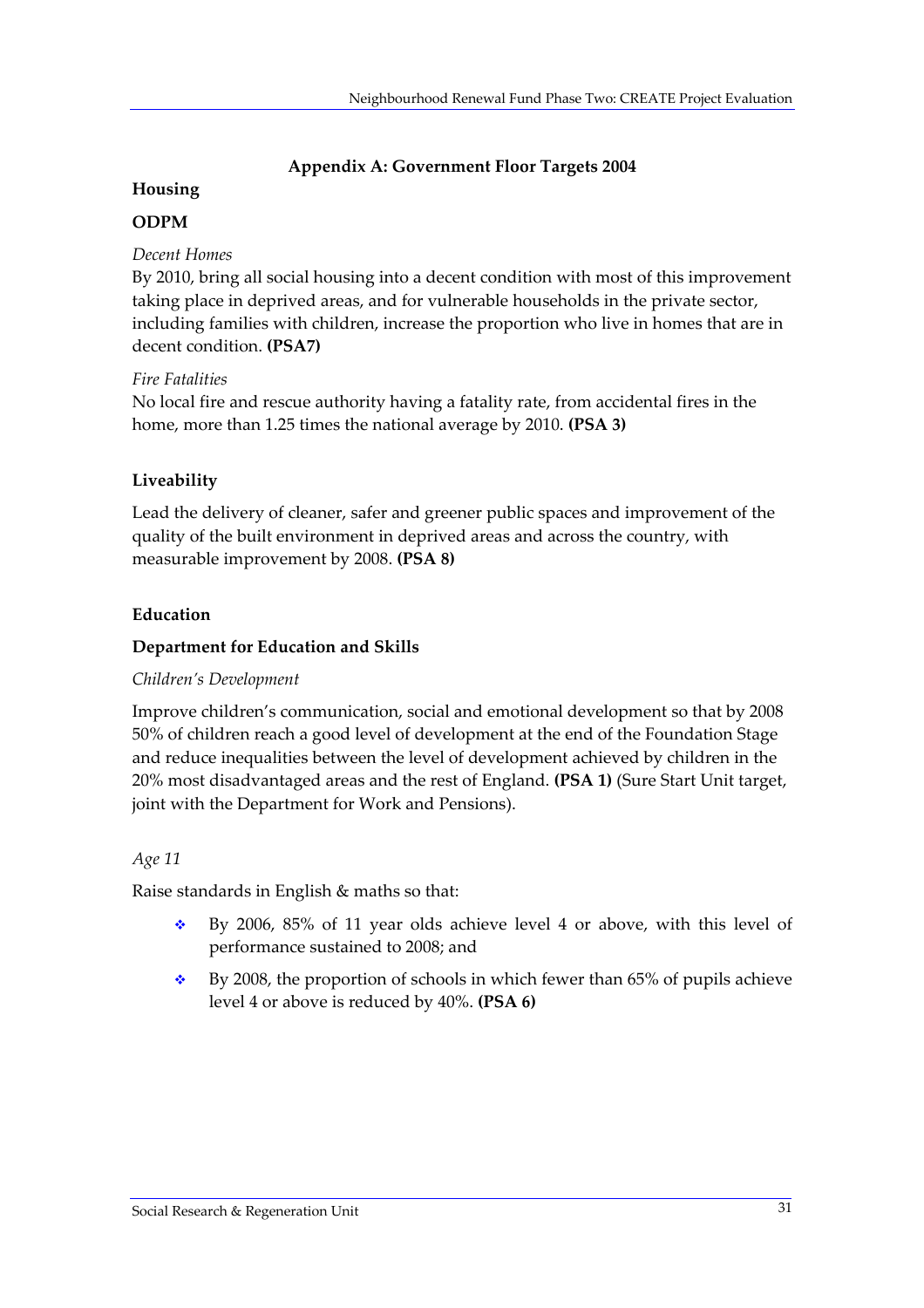## Appendix A: Government Floor Targets 2004

### Housing

### ODPM

*Decent Homes*

By 2010, bring all social housing into a decent condition with most of this improvement taking place in deprived areas, and for vulnerable households in the private sector, including families with children, increase the proportion who live in homes that are in decent condition. **(PSA7)**

*Fire Fatalities*

No local fire and rescue authority having a fatality rate, from accidental fires in the home, more than 1.25 times the national average by 2010. **(PSA 3)**

### Liveability

Lead the delivery of cleaner, safer and greener public spaces and improvement of the quality of the built environment in deprived areas and across the country, with measurable improvement by 2008. **(PSA 8)**

### Education

### Department for Education and Skills

*Children's Development*

Improve children's communication, social and emotional development so that by 2008 50% of children reach a good level of development at the end of the Foundation Stage and reduce inequalities between the level of development achieved by children in the 20% most disadvantaged areas and the rest of England. **(PSA 1)** (Sure Start Unit target, joint with the Department for Work and Pensions).

*Age 11*

Raise standards in English & maths so that:

- By 2006, 85% of 11 year olds achieve level 4 or above, with this level of performance sustained to 2008; and
- By 2008, the proportion of schools in which fewer than 65% of pupils achieve level 4 or above is reduced by 40%. **(PSA 6)**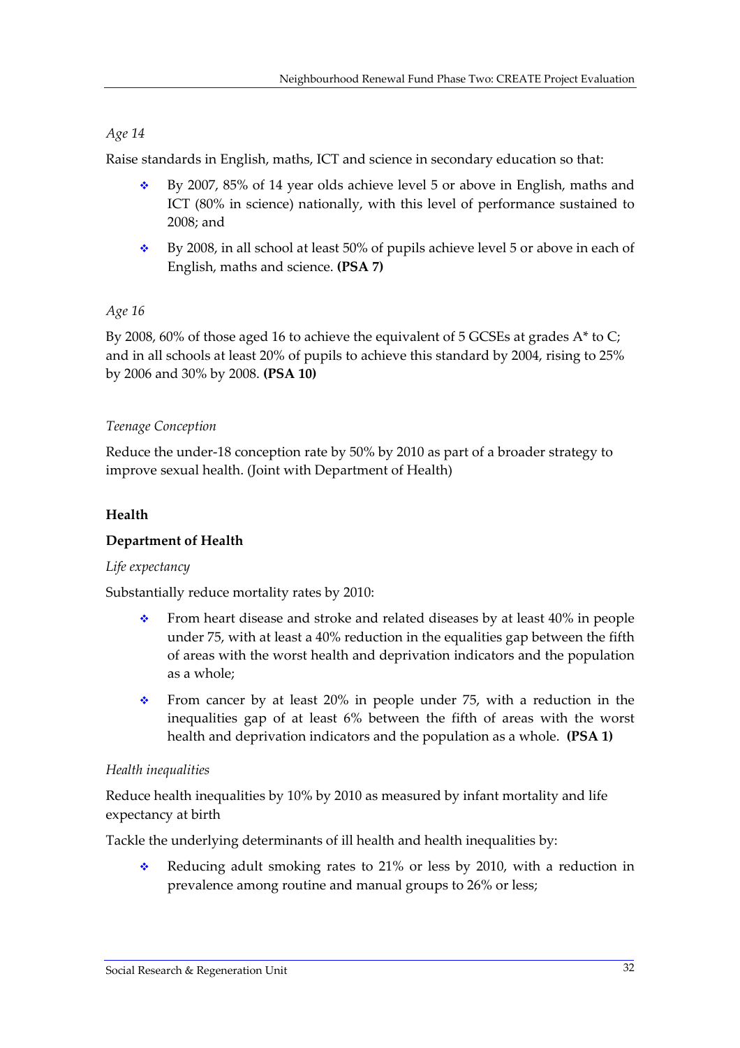*Age 14*

Raise standards in English, maths, ICT and science in secondary education so that:

- By 2007, 85% of 14 year olds achieve level 5 or above in English, maths and ICT (80% in science) nationally, with this level of performance sustained to 2008; and
- By 2008, in all school at least 50% of pupils achieve level 5 or above in each of English, maths and science. **(PSA 7)**

*Age 16*

By 2008, 60% of those aged 16 to achieve the equivalent of 5 GCSEs at grades A* to C; and in all schools at least 20% of pupils to achieve this standard by 2004, rising to 25% by 2006 and 30% by 2008. **(PSA 10)**

*Teenage Conception*

Reduce the under-18 conception rate by 50% by 2010 as part of a broader strategy to improve sexual health. (Joint with Department of Health)

**Health**

**Department of Health**

*Life expectancy*

Substantially reduce mortality rates by 2010:

- From heart disease and stroke and related diseases by at least 40% in people under 75, with at least a 40% reduction in the equalities gap between the fifth of areas with the worst health and deprivation indicators and the population as a whole;
- From cancer by at least 20% in people under 75, with a reduction in the inequalities gap of at least 6% between the fifth of areas with the worst health and deprivation indicators and the population as a whole. **(PSA 1)**

*Health inequalities*

Reduce health inequalities by 10% by 2010 as measured by infant mortality and life expectancy at birth

Tackle the underlying determinants of ill health and health inequalities by:

- Reducing adult smoking rates to 21% or less by 2010, with a reduction in prevalence among routine and manual groups to 26% or less;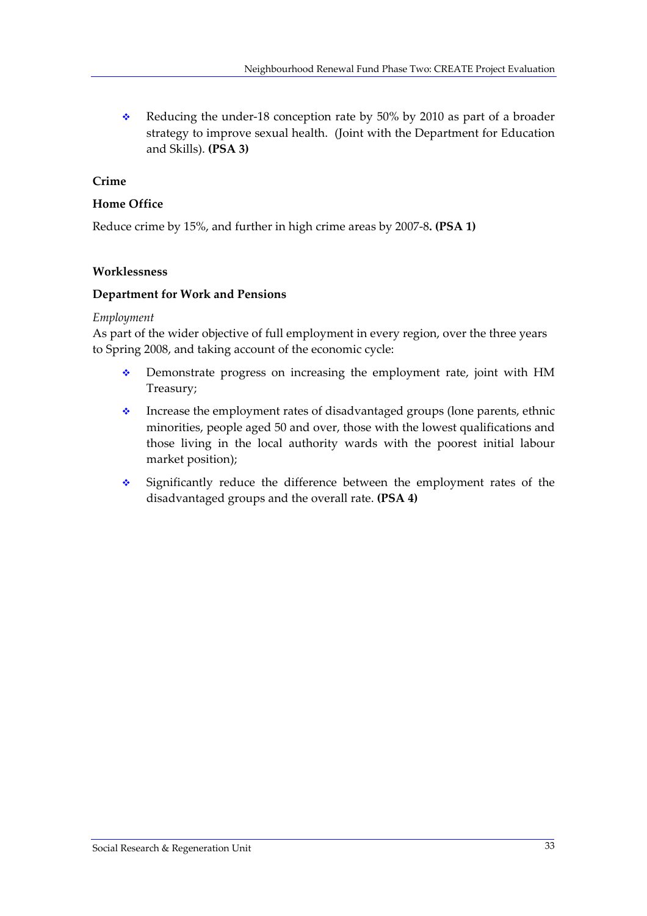- Reducing the under-18 conception rate by 50% by 2010 as part of a broader strategy to improve sexual health. (Joint with the Department for Education and Skills). **(PSA 3)**

**Crime**

**Home Office**

Reduce crime by 15%, and further in high crime areas by 2007-8**. (PSA 1)**

**Worklessness**

**Department for Work and Pensions**

*Employment*

As part of the wider objective of full employment in every region, over the three years to Spring 2008, and taking account of the economic cycle:

- Demonstrate progress on increasing the employment rate, joint with HM Treasury;
- Increase the employment rates of disadvantaged groups (lone parents, ethnic minorities, people aged 50 and over, those with the lowest qualifications and those living in the local authority wards with the poorest initial labour market position);
- Significantly reduce the difference between the employment rates of the disadvantaged groups and the overall rate. **(PSA 4)**